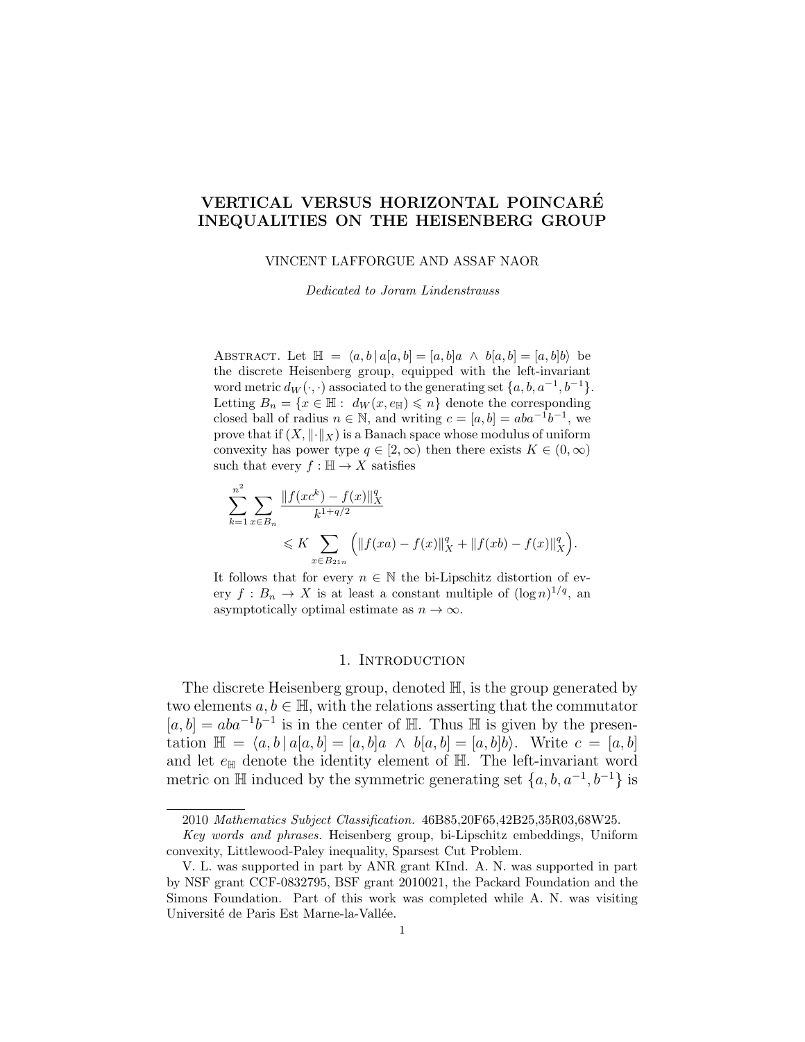# VERTICAL VERSUS HORIZONTAL POINCARÉ INEQUALITIES ON THE HEISENBERG GROUP

VINCENT LAFFORGUE AND ASSAF NAOR

*Dedicated to Joram Lindenstrauss*

Abstract. Let $\mathbb{H} = \langle a, b \,|\, a[a,b] = [a,b]a \ \wedge \ b[a,b] = [a,b]b \rangle$ be the discrete Heisenberg group, equipped with the left-invariant word metric $d_W(\cdot,\cdot)$ associated to the generating set $\{a, b, a^{-1}, b^{-1}\}$. Letting $B_n = \{x \in \mathbb{H} : \ d_W(x, e_{\mathbb{H}}) \leqslant n\}$ denote the corresponding closed ball of radius $n \in \mathbb{N}$, and writing $c = [a,b] = aba^{-1}b^{-1}$, we prove that if $(X, \|\cdot\|_X)$ is a Banach space whose modulus of uniform convexity has power type $q \in [2,\infty)$ then there exists $K \in (0,\infty)$ such that every $f : \mathbb{H} \to X$ satisfies

$$\sum_{k=1}^{n^2} \sum_{x \in B_n} \frac{\|f(xc^k) - f(x)\|_X^q}{k^{1+q/2}} \leqslant K \sum_{x \in B_{21n}} \Big( \|f(xa) - f(x)\|_X^q + \|f(xb) - f(x)\|_X^q \Big).$$

It follows that for every $n \in \mathbb{N}$ the bi-Lipschitz distortion of every $f : B_n \to X$ is at least a constant multiple of $(\log n)^{1/q}$, an asymptotically optimal estimate as $n \to \infty$.

## 1. Introduction

The discrete Heisenberg group, denoted $\mathbb{H}$, is the group generated by two elements $a, b \in \mathbb{H}$, with the relations asserting that the commutator $[a,b] = aba^{-1}b^{-1}$ is in the center of $\mathbb{H}$. Thus $\mathbb{H}$ is given by the presentation $\mathbb{H} = \langle a, b \,|\, a[a,b] = [a,b]a \ \wedge \ b[a,b] = [a,b]b \rangle$. Write $c = [a,b]$ and let $e_{\mathbb{H}}$ denote the identity element of $\mathbb{H}$. The left-invariant word metric on $\mathbb{H}$ induced by the symmetric generating set $\{a, b, a^{-1}, b^{-1}\}$ is

---

2010 *Mathematics Subject Classification.* 46B85,20F65,42B25,35R03,68W25.

*Key words and phrases.* Heisenberg group, bi-Lipschitz embeddings, Uniform convexity, Littlewood-Paley inequality, Sparsest Cut Problem.

V. L. was supported in part by ANR grant KInd. A. N. was supported in part by NSF grant CCF-0832795, BSF grant 2010021, the Packard Foundation and the Simons Foundation. Part of this work was completed while A. N. was visiting Université de Paris Est Marne-la-Vallée.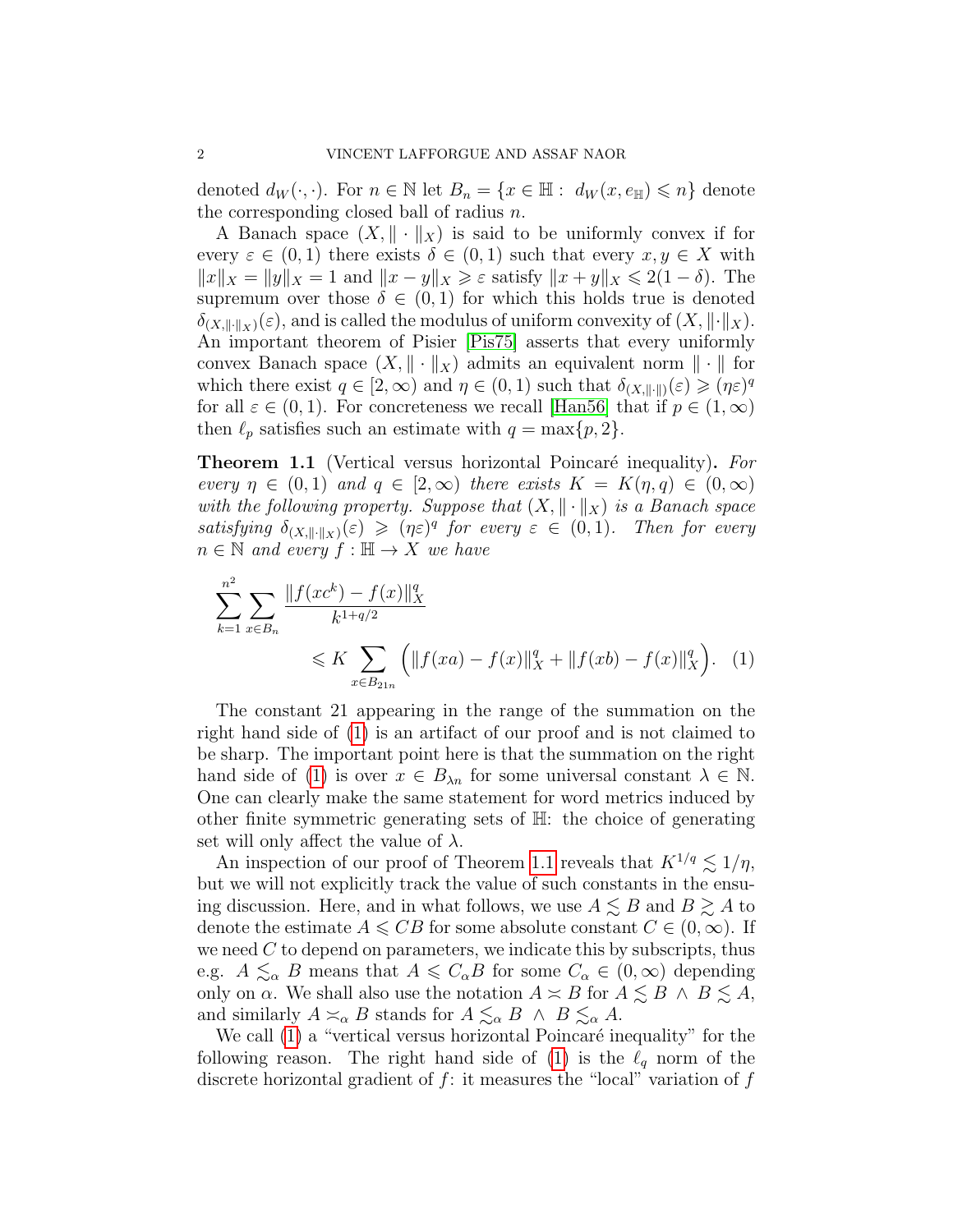denoted $d_W(\cdot,\cdot)$. For $n \in \mathbb{N}$ let $B_n = \{x \in \mathbb{H} : d_W(x, e_{\mathbb{H}}) \leqslant n\}$ denote the corresponding closed ball of radius $n$.

A Banach space $(X, \|\cdot\|_X)$ is said to be uniformly convex if for every $\varepsilon \in (0,1)$ there exists $\delta \in (0,1)$ such that every $x, y \in X$ with $\|x\|_X = \|y\|_X = 1$ and $\|x-y\|_X \geqslant \varepsilon$ satisfy $\|x+y\|_X \leqslant 2(1-\delta)$. The supremum over those $\delta \in (0,1)$ for which this holds true is denoted $\delta_{(X,\|\cdot\|_X)}(\varepsilon)$, and is called the modulus of uniform convexity of $(X, \|\cdot\|_X)$. An important theorem of Pisier [Pis75] asserts that every uniformly convex Banach space $(X, \|\cdot\|_X)$ admits an equivalent norm $\|\cdot\|$ for which there exist $q \in [2,\infty)$ and $\eta \in (0,1)$ such that $\delta_{(X,\|\cdot\|)}(\varepsilon) \geqslant (\eta\varepsilon)^q$ for all $\varepsilon \in (0,1)$. For concreteness we recall [Han56] that if $p \in (1,\infty)$ then $\ell_p$ satisfies such an estimate with $q = \max\{p, 2\}$.

**Theorem 1.1** (Vertical versus horizontal Poincaré inequality)**.** *For every $\eta \in (0,1)$ and $q \in [2,\infty)$ there exists $K = K(\eta, q) \in (0,\infty)$ with the following property. Suppose that $(X, \|\cdot\|_X)$ is a Banach space satisfying $\delta_{(X,\|\cdot\|_X)}(\varepsilon) \geqslant (\eta\varepsilon)^q$ for every $\varepsilon \in (0,1)$. Then for every $n \in \mathbb{N}$ and every $f : \mathbb{H} \to X$ we have*

$$\sum_{k=1}^{n^2} \sum_{x \in B_n} \frac{\|f(xc^k) - f(x)\|_X^q}{k^{1+q/2}} \leqslant K \sum_{x \in B_{21n}} \Big( \|f(xa) - f(x)\|_X^q + \|f(xb) - f(x)\|_X^q \Big). \quad (1)$$

The constant 21 appearing in the range of the summation on the right hand side of (1) is an artifact of our proof and is not claimed to be sharp. The important point here is that the summation on the right hand side of (1) is over $x \in B_{\lambda n}$ for some universal constant $\lambda \in \mathbb{N}$. One can clearly make the same statement for word metrics induced by other finite symmetric generating sets of $\mathbb{H}$: the choice of generating set will only affect the value of $\lambda$.

An inspection of our proof of Theorem 1.1 reveals that $K^{1/q} \lesssim 1/\eta$, but we will not explicitly track the value of such constants in the ensuing discussion. Here, and in what follows, we use $A \lesssim B$ and $B \gtrsim A$ to denote the estimate $A \leqslant CB$ for some absolute constant $C \in (0,\infty)$. If we need $C$ to depend on parameters, we indicate this by subscripts, thus e.g. $A \lesssim_\alpha B$ means that $A \leqslant C_\alpha B$ for some $C_\alpha \in (0,\infty)$ depending only on $\alpha$. We shall also use the notation $A \asymp B$ for $A \lesssim B \,\wedge\, B \lesssim A$, and similarly $A \asymp_\alpha B$ stands for $A \lesssim_\alpha B \,\wedge\, B \lesssim_\alpha A$.

We call (1) a "vertical versus horizontal Poincaré inequality" for the following reason. The right hand side of (1) is the $\ell_q$ norm of the discrete horizontal gradient of $f$: it measures the "local" variation of $f$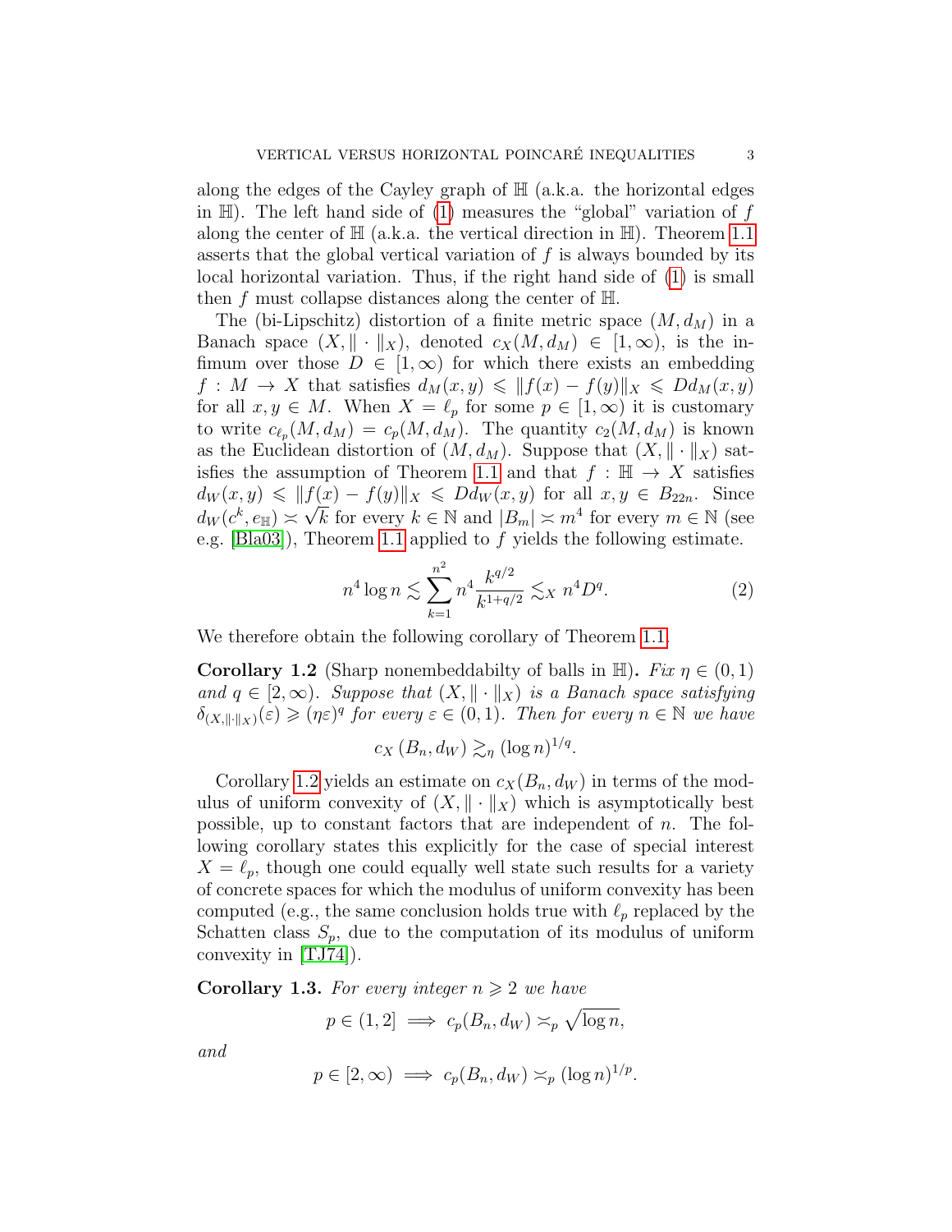along the edges of the Cayley graph of $\mathbb{H}$ (a.k.a. the horizontal edges in $\mathbb{H}$). The left hand side of (1) measures the "global" variation of $f$ along the center of $\mathbb{H}$ (a.k.a. the vertical direction in $\mathbb{H}$). Theorem 1.1 asserts that the global vertical variation of $f$ is always bounded by its local horizontal variation. Thus, if the right hand side of (1) is small then $f$ must collapse distances along the center of $\mathbb{H}$.

The (bi-Lipschitz) distortion of a finite metric space $(M, d_M)$ in a Banach space $(X, \|\cdot\|_X)$, denoted $c_X(M, d_M) \in [1,\infty)$, is the infimum over those $D \in [1,\infty)$ for which there exists an embedding $f : M \to X$ that satisfies $d_M(x,y) \leqslant \|f(x) - f(y)\|_X \leqslant D d_M(x,y)$ for all $x, y \in M$. When $X = \ell_p$ for some $p \in [1,\infty)$ it is customary to write $c_{\ell_p}(M, d_M) = c_p(M, d_M)$. The quantity $c_2(M, d_M)$ is known as the Euclidean distortion of $(M, d_M)$. Suppose that $(X, \|\cdot\|_X)$ satisfies the assumption of Theorem 1.1 and that $f : \mathbb{H} \to X$ satisfies $d_W(x,y) \leqslant \|f(x) - f(y)\|_X \leqslant D d_W(x,y)$ for all $x, y \in B_{22n}$. Since $d_W(c^k, e_{\mathbb{H}}) \asymp \sqrt{k}$ for every $k \in \mathbb{N}$ and $|B_m| \asymp m^4$ for every $m \in \mathbb{N}$ (see e.g. [Bla03]), Theorem 1.1 applied to $f$ yields the following estimate.

$$n^4 \log n \lesssim \sum_{k=1}^{n^2} n^4 \frac{k^{q/2}}{k^{1+q/2}} \lesssim_X n^4 D^q. \tag{2}$$

We therefore obtain the following corollary of Theorem 1.1.

**Corollary 1.2** (Sharp nonembeddabilty of balls in $\mathbb{H}$)**.** *Fix $\eta \in (0,1)$ and $q \in [2,\infty)$. Suppose that $(X, \|\cdot\|_X)$ is a Banach space satisfying $\delta_{(X,\|\cdot\|_X)}(\varepsilon) \geqslant (\eta\varepsilon)^q$ for every $\varepsilon \in (0,1)$. Then for every $n \in \mathbb{N}$ we have*

$$c_X(B_n, d_W) \gtrsim_\eta (\log n)^{1/q}.$$

Corollary 1.2 yields an estimate on $c_X(B_n, d_W)$ in terms of the modulus of uniform convexity of $(X, \|\cdot\|_X)$ which is asymptotically best possible, up to constant factors that are independent of $n$. The following corollary states this explicitly for the case of special interest $X = \ell_p$, though one could equally well state such results for a variety of concrete spaces for which the modulus of uniform convexity has been computed (e.g., the same conclusion holds true with $\ell_p$ replaced by the Schatten class $S_p$, due to the computation of its modulus of uniform convexity in [TJ74]).

**Corollary 1.3.** *For every integer $n \geqslant 2$ we have*

$$p \in (1,2] \implies c_p(B_n, d_W) \asymp_p \sqrt{\log n},$$

*and*

$$p \in [2,\infty) \implies c_p(B_n, d_W) \asymp_p (\log n)^{1/p}.$$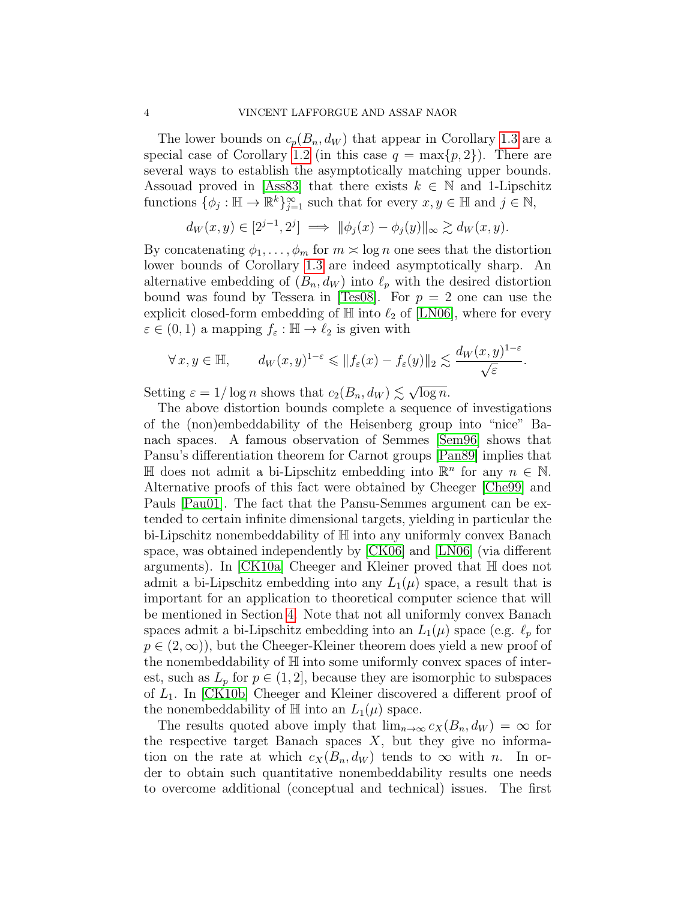The lower bounds on $c_p(B_n, d_W)$ that appear in Corollary 1.3 are a special case of Corollary 1.2 (in this case $q = \max\{p, 2\}$). There are several ways to establish the asymptotically matching upper bounds. Assouad proved in [Ass83] that there exists $k \in \mathbb{N}$ and 1-Lipschitz functions $\{\phi_j : \mathbb{H} \to \mathbb{R}^k\}_{j=1}^{\infty}$ such that for every $x, y \in \mathbb{H}$ and $j \in \mathbb{N}$,

$$d_W(x,y) \in [2^{j-1}, 2^j] \implies \|\phi_j(x) - \phi_j(y)\|_\infty \gtrsim d_W(x,y).$$

By concatenating $\phi_1, \ldots, \phi_m$ for $m \asymp \log n$ one sees that the distortion lower bounds of Corollary 1.3 are indeed asymptotically sharp. An alternative embedding of $(B_n, d_W)$ into $\ell_p$ with the desired distortion bound was found by Tessera in [Tes08]. For $p = 2$ one can use the explicit closed-form embedding of $\mathbb{H}$ into $\ell_2$ of [LN06], where for every $\varepsilon \in (0,1)$ a mapping $f_\varepsilon : \mathbb{H} \to \ell_2$ is given with

$$\forall\, x, y \in \mathbb{H}, \qquad d_W(x,y)^{1-\varepsilon} \leqslant \|f_\varepsilon(x) - f_\varepsilon(y)\|_2 \lesssim \frac{d_W(x,y)^{1-\varepsilon}}{\sqrt{\varepsilon}}.$$

Setting $\varepsilon = 1/\log n$ shows that $c_2(B_n, d_W) \lesssim \sqrt{\log n}$.

The above distortion bounds complete a sequence of investigations of the (non)embeddability of the Heisenberg group into "nice" Banach spaces. A famous observation of Semmes [Sem96] shows that Pansu's differentiation theorem for Carnot groups [Pan89] implies that $\mathbb{H}$ does not admit a bi-Lipschitz embedding into $\mathbb{R}^n$ for any $n \in \mathbb{N}$. Alternative proofs of this fact were obtained by Cheeger [Che99] and Pauls [Pau01]. The fact that the Pansu-Semmes argument can be extended to certain infinite dimensional targets, yielding in particular the bi-Lipschitz nonembeddability of $\mathbb{H}$ into any uniformly convex Banach space, was obtained independently by [CK06] and [LN06] (via different arguments). In [CK10a] Cheeger and Kleiner proved that $\mathbb{H}$ does not admit a bi-Lipschitz embedding into any $L_1(\mu)$ space, a result that is important for an application to theoretical computer science that will be mentioned in Section 4. Note that not all uniformly convex Banach spaces admit a bi-Lipschitz embedding into an $L_1(\mu)$ space (e.g. $\ell_p$ for $p \in (2, \infty)$), but the Cheeger-Kleiner theorem does yield a new proof of the nonembeddability of $\mathbb{H}$ into some uniformly convex spaces of interest, such as $L_p$ for $p \in (1, 2]$, because they are isomorphic to subspaces of $L_1$. In [CK10b] Cheeger and Kleiner discovered a different proof of the nonembeddability of $\mathbb{H}$ into an $L_1(\mu)$ space.

The results quoted above imply that $\lim_{n\to\infty} c_X(B_n, d_W) = \infty$ for the respective target Banach spaces $X$, but they give no information on the rate at which $c_X(B_n, d_W)$ tends to $\infty$ with $n$. In order to obtain such quantitative nonembeddability results one needs to overcome additional (conceptual and technical) issues. The first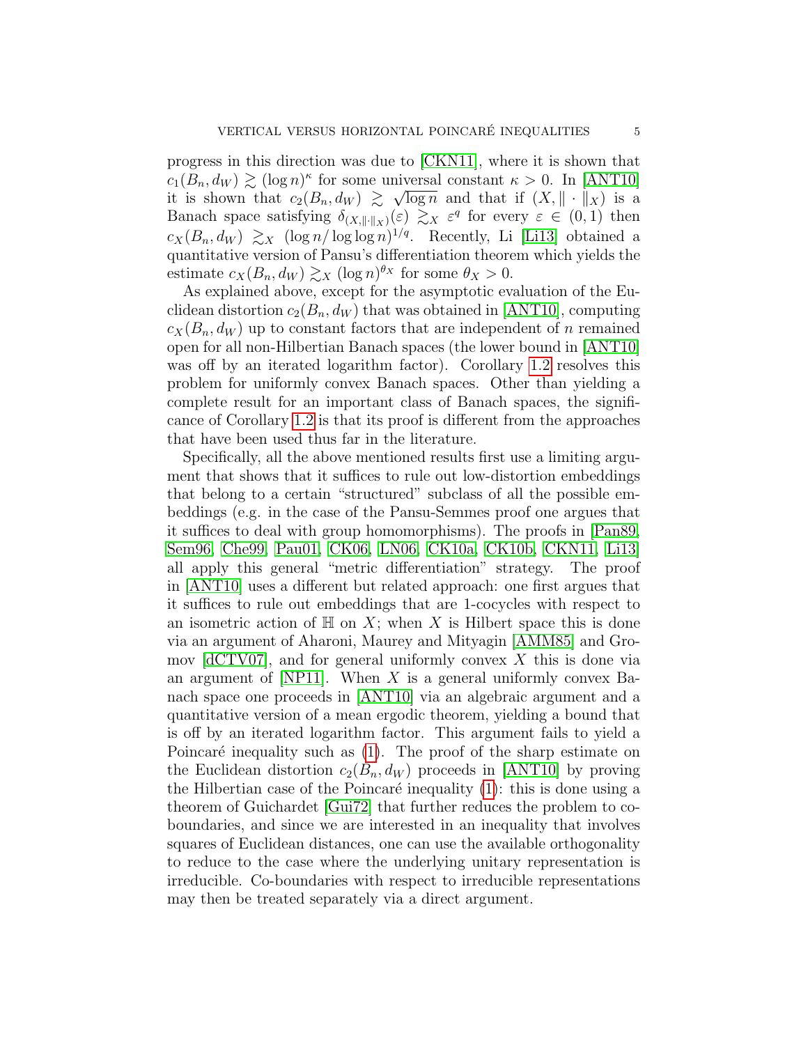progress in this direction was due to [CKN11], where it is shown that $c_1(B_n, d_W) \gtrsim (\log n)^\kappa$ for some universal constant $\kappa > 0$. In [ANT10] it is shown that $c_2(B_n, d_W) \gtrsim \sqrt{\log n}$ and that if $(X, \|\cdot\|_X)$ is a Banach space satisfying $\delta_{(X,\|\cdot\|_X)}(\varepsilon) \gtrsim_X \varepsilon^q$ for every $\varepsilon \in (0,1)$ then $c_X(B_n, d_W) \gtrsim_X (\log n/\log\log n)^{1/q}$. Recently, Li [Li13] obtained a quantitative version of Pansu's differentiation theorem which yields the estimate $c_X(B_n, d_W) \gtrsim_X (\log n)^{\theta_X}$ for some $\theta_X > 0$.

As explained above, except for the asymptotic evaluation of the Euclidean distortion $c_2(B_n, d_W)$ that was obtained in [ANT10], computing $c_X(B_n, d_W)$ up to constant factors that are independent of $n$ remained open for all non-Hilbertian Banach spaces (the lower bound in [ANT10] was off by an iterated logarithm factor). Corollary 1.2 resolves this problem for uniformly convex Banach spaces. Other than yielding a complete result for an important class of Banach spaces, the significance of Corollary 1.2 is that its proof is different from the approaches that have been used thus far in the literature.

Specifically, all the above mentioned results first use a limiting argument that shows that it suffices to rule out low-distortion embeddings that belong to a certain "structured" subclass of all the possible embeddings (e.g. in the case of the Pansu-Semmes proof one argues that it suffices to deal with group homomorphisms). The proofs in [Pan89, Sem96, Che99, Pau01, CK06, LN06, CK10a, CK10b, CKN11, Li13] all apply this general "metric differentiation" strategy. The proof in [ANT10] uses a different but related approach: one first argues that it suffices to rule out embeddings that are 1-cocycles with respect to an isometric action of $\mathbb{H}$ on $X$; when $X$ is Hilbert space this is done via an argument of Aharoni, Maurey and Mityagin [AMM85] and Gromov [dCTV07], and for general uniformly convex $X$ this is done via an argument of [NP11]. When $X$ is a general uniformly convex Banach space one proceeds in [ANT10] via an algebraic argument and a quantitative version of a mean ergodic theorem, yielding a bound that is off by an iterated logarithm factor. This argument fails to yield a Poincaré inequality such as (1). The proof of the sharp estimate on the Euclidean distortion $c_2(B_n, d_W)$ proceeds in [ANT10] by proving the Hilbertian case of the Poincaré inequality (1): this is done using a theorem of Guichardet [Gui72] that further reduces the problem to co-boundaries, and since we are interested in an inequality that involves squares of Euclidean distances, one can use the available orthogonality to reduce to the case where the underlying unitary representation is irreducible. Co-boundaries with respect to irreducible representations may then be treated separately via a direct argument.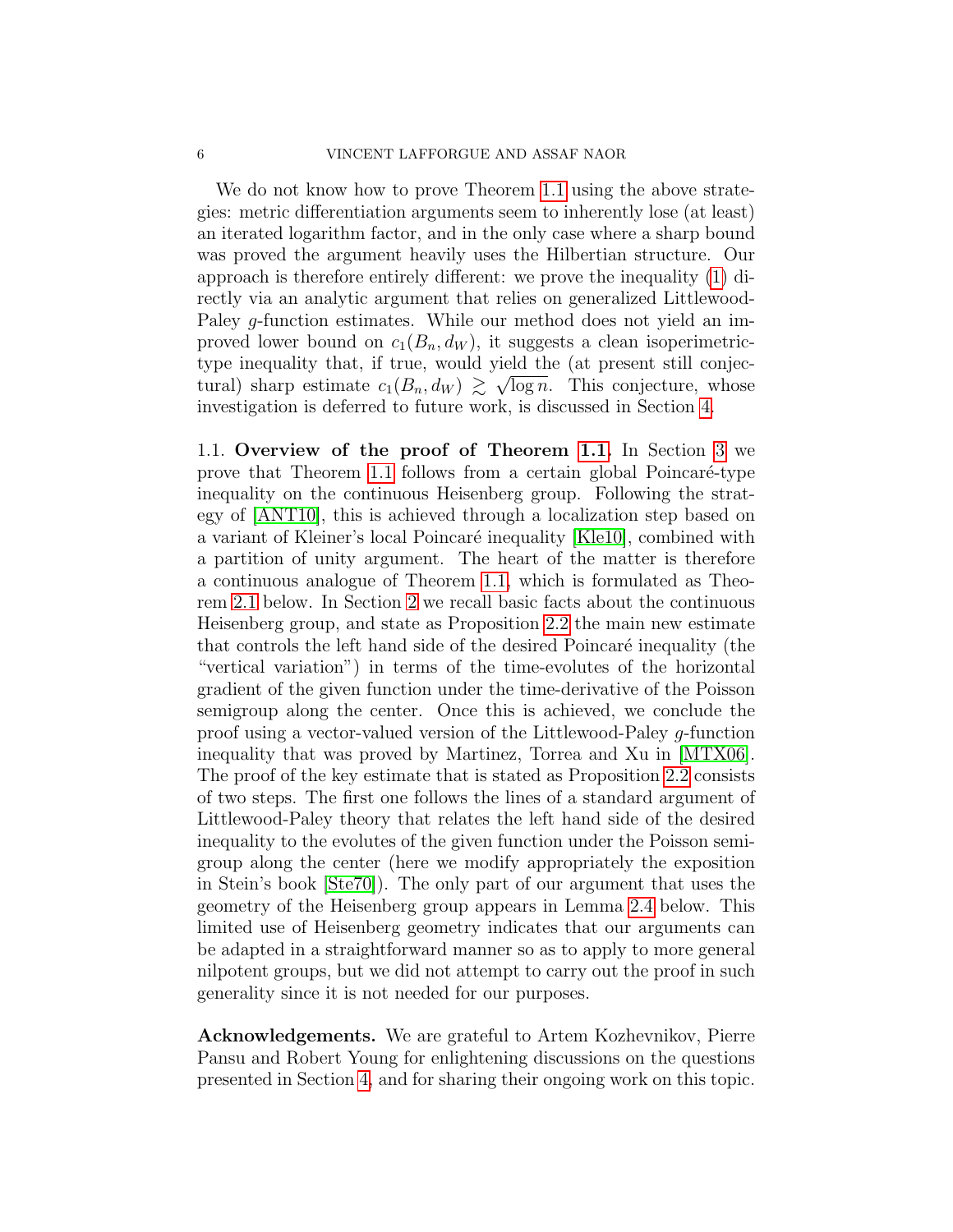We do not know how to prove Theorem 1.1 using the above strategies: metric differentiation arguments seem to inherently lose (at least) an iterated logarithm factor, and in the only case where a sharp bound was proved the argument heavily uses the Hilbertian structure. Our approach is therefore entirely different: we prove the inequality (1) directly via an analytic argument that relies on generalized Littlewood-Paley $g$-function estimates. While our method does not yield an improved lower bound on $c_1(B_n, d_W)$, it suggests a clean isoperimetric-type inequality that, if true, would yield the (at present still conjectural) sharp estimate $c_1(B_n, d_W) \gtrsim \sqrt{\log n}$. This conjecture, whose investigation is deferred to future work, is discussed in Section 4.

## 1.1. Overview of the proof of Theorem 1.1.

In Section 3 we prove that Theorem 1.1 follows from a certain global Poincaré-type inequality on the continuous Heisenberg group. Following the strategy of [ANT10], this is achieved through a localization step based on a variant of Kleiner's local Poincaré inequality [Kle10], combined with a partition of unity argument. The heart of the matter is therefore a continuous analogue of Theorem 1.1, which is formulated as Theorem 2.1 below. In Section 2 we recall basic facts about the continuous Heisenberg group, and state as Proposition 2.2 the main new estimate that controls the left hand side of the desired Poincaré inequality (the "vertical variation") in terms of the time-evolutes of the horizontal gradient of the given function under the time-derivative of the Poisson semigroup along the center. Once this is achieved, we conclude the proof using a vector-valued version of the Littlewood-Paley $g$-function inequality that was proved by Martinez, Torrea and Xu in [MTX06]. The proof of the key estimate that is stated as Proposition 2.2 consists of two steps. The first one follows the lines of a standard argument of Littlewood-Paley theory that relates the left hand side of the desired inequality to the evolutes of the given function under the Poisson semigroup along the center (here we modify appropriately the exposition in Stein's book [Ste70]). The only part of our argument that uses the geometry of the Heisenberg group appears in Lemma 2.4 below. This limited use of Heisenberg geometry indicates that our arguments can be adapted in a straightforward manner so as to apply to more general nilpotent groups, but we did not attempt to carry out the proof in such generality since it is not needed for our purposes.

**Acknowledgements.** We are grateful to Artem Kozhevnikov, Pierre Pansu and Robert Young for enlightening discussions on the questions presented in Section 4, and for sharing their ongoing work on this topic.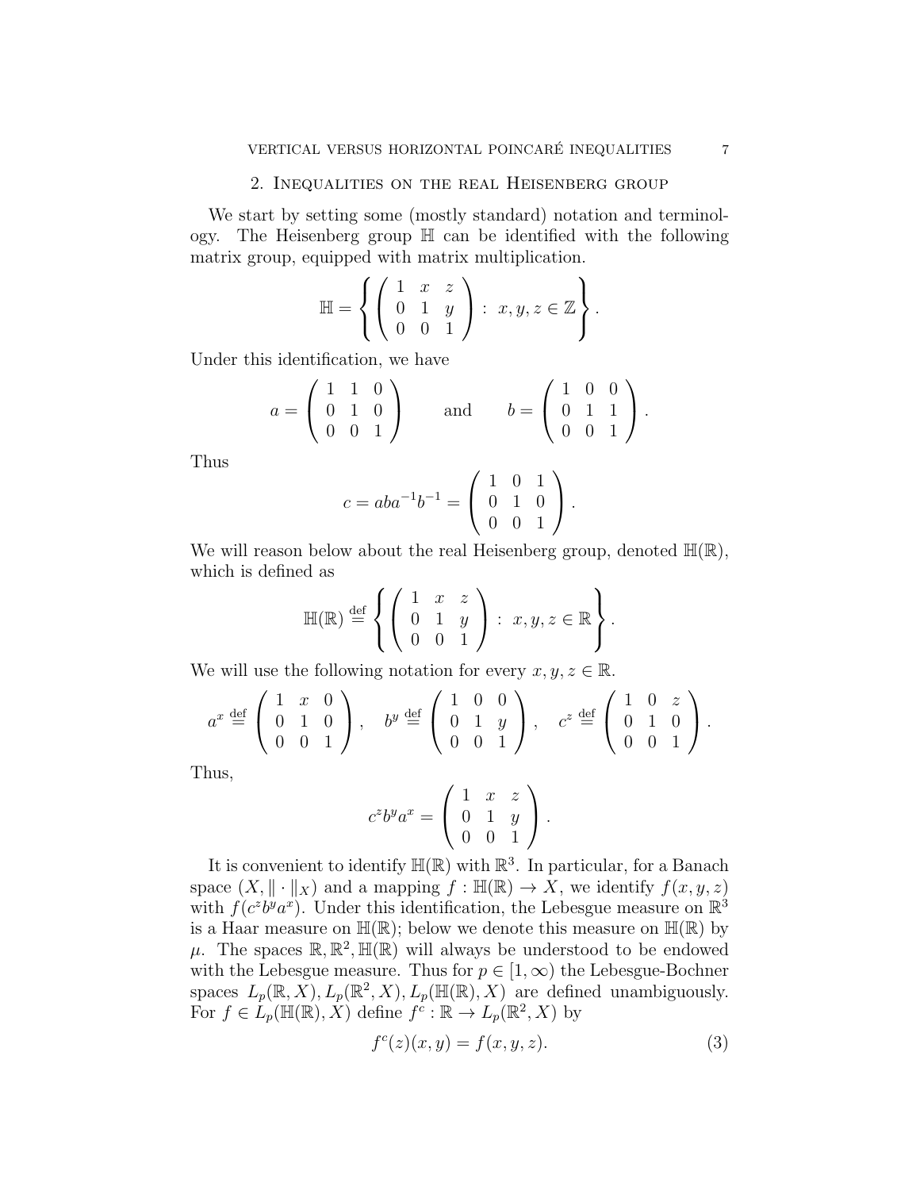## 2. Inequalities on the real Heisenberg group

We start by setting some (mostly standard) notation and terminology. The Heisenberg group $\mathbb{H}$ can be identified with the following matrix group, equipped with matrix multiplication.

$$\mathbb{H} = \left\{ \begin{pmatrix} 1 & x & z \\ 0 & 1 & y \\ 0 & 0 & 1 \end{pmatrix} : \ x, y, z \in \mathbb{Z} \right\}.$$

Under this identification, we have

$$a = \begin{pmatrix} 1 & 1 & 0 \\ 0 & 1 & 0 \\ 0 & 0 & 1 \end{pmatrix} \qquad \text{and} \qquad b = \begin{pmatrix} 1 & 0 & 0 \\ 0 & 1 & 1 \\ 0 & 0 & 1 \end{pmatrix}.$$

Thus

$$c = aba^{-1}b^{-1} = \begin{pmatrix} 1 & 0 & 1 \\ 0 & 1 & 0 \\ 0 & 0 & 1 \end{pmatrix}.$$

We will reason below about the real Heisenberg group, denoted $\mathbb{H}(\mathbb{R})$, which is defined as

$$\mathbb{H}(\mathbb{R}) \stackrel{\mathrm{def}}{=} \left\{ \begin{pmatrix} 1 & x & z \\ 0 & 1 & y \\ 0 & 0 & 1 \end{pmatrix} : \ x, y, z \in \mathbb{R} \right\}.$$

We will use the following notation for every $x, y, z \in \mathbb{R}$.

$$a^x \stackrel{\mathrm{def}}{=} \begin{pmatrix} 1 & x & 0 \\ 0 & 1 & 0 \\ 0 & 0 & 1 \end{pmatrix}, \quad b^y \stackrel{\mathrm{def}}{=} \begin{pmatrix} 1 & 0 & 0 \\ 0 & 1 & y \\ 0 & 0 & 1 \end{pmatrix}, \quad c^z \stackrel{\mathrm{def}}{=} \begin{pmatrix} 1 & 0 & z \\ 0 & 1 & 0 \\ 0 & 0 & 1 \end{pmatrix}.$$

Thus,

$$c^z b^y a^x = \begin{pmatrix} 1 & x & z \\ 0 & 1 & y \\ 0 & 0 & 1 \end{pmatrix}.$$

It is convenient to identify $\mathbb{H}(\mathbb{R})$ with $\mathbb{R}^3$. In particular, for a Banach space $(X, \|\cdot\|_X)$ and a mapping $f : \mathbb{H}(\mathbb{R}) \to X$, we identify $f(x, y, z)$ with $f(c^z b^y a^x)$. Under this identification, the Lebesgue measure on $\mathbb{R}^3$ is a Haar measure on $\mathbb{H}(\mathbb{R})$; below we denote this measure on $\mathbb{H}(\mathbb{R})$ by $\mu$. The spaces $\mathbb{R}, \mathbb{R}^2, \mathbb{H}(\mathbb{R})$ will always be understood to be endowed with the Lebesgue measure. Thus for $p \in [1, \infty)$ the Lebesgue-Bochner spaces $L_p(\mathbb{R}, X), L_p(\mathbb{R}^2, X), L_p(\mathbb{H}(\mathbb{R}), X)$ are defined unambiguously. For $f \in L_p(\mathbb{H}(\mathbb{R}), X)$ define $f^c : \mathbb{R} \to L_p(\mathbb{R}^2, X)$ by

$$f^c(z)(x, y) = f(x, y, z). \tag{3}$$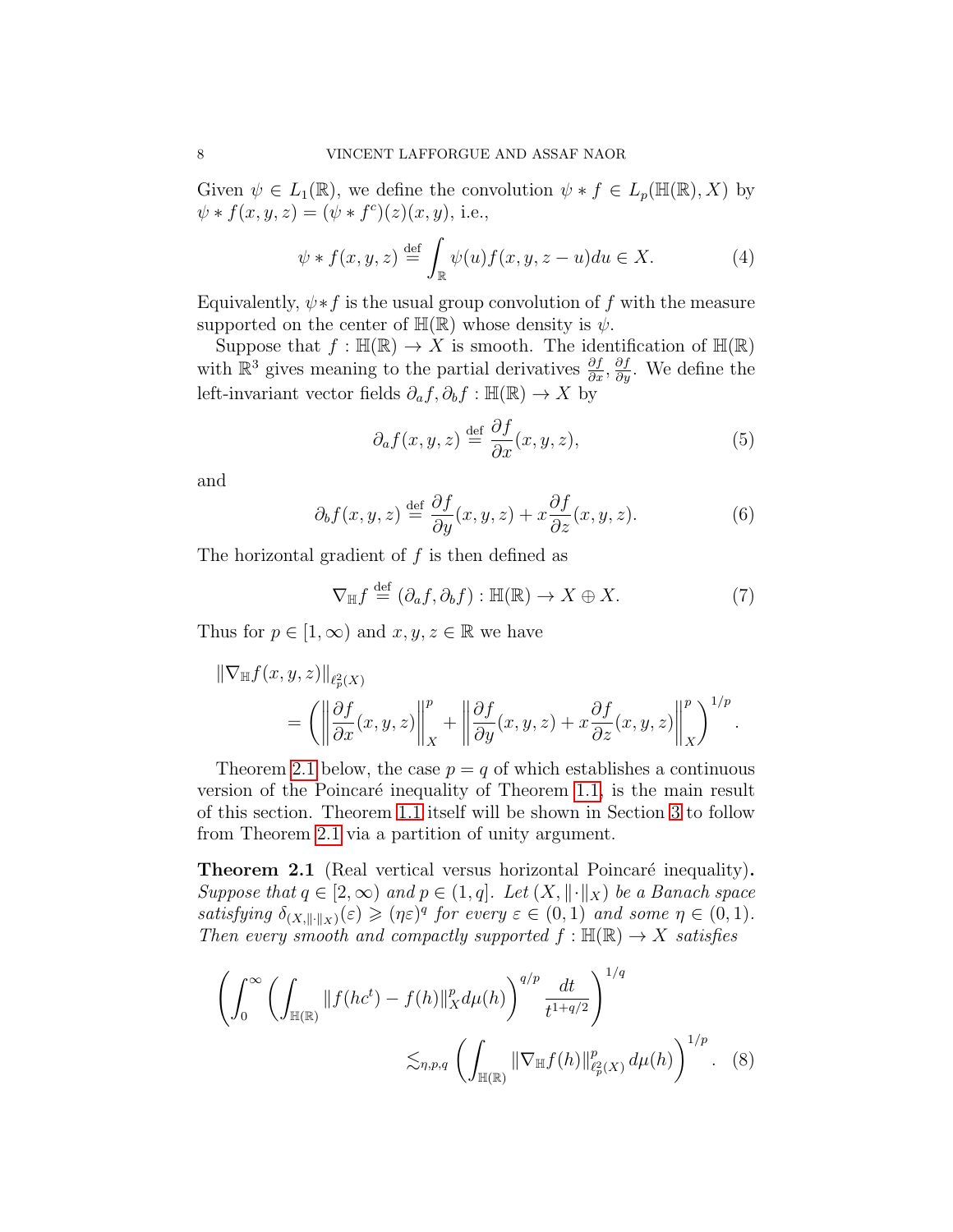Given $\psi \in L_1(\mathbb{R})$, we define the convolution $\psi * f \in L_p(\mathbb{H}(\mathbb{R}), X)$ by $\psi * f(x,y,z) = (\psi * f^c)(z)(x,y)$, i.e.,

$$\psi * f(x,y,z) \stackrel{\mathrm{def}}{=} \int_{\mathbb{R}} \psi(u) f(x,y,z-u)du \in X. \tag{4}$$

Equivalently, $\psi * f$ is the usual group convolution of $f$ with the measure supported on the center of $\mathbb{H}(\mathbb{R})$ whose density is $\psi$.

Suppose that $f : \mathbb{H}(\mathbb{R}) \to X$ is smooth. The identification of $\mathbb{H}(\mathbb{R})$ with $\mathbb{R}^3$ gives meaning to the partial derivatives $\frac{\partial f}{\partial x}, \frac{\partial f}{\partial y}$. We define the left-invariant vector fields $\partial_a f, \partial_b f : \mathbb{H}(\mathbb{R}) \to X$ by

$$\partial_a f(x,y,z) \stackrel{\mathrm{def}}{=} \frac{\partial f}{\partial x}(x,y,z), \tag{5}$$

and

$$\partial_b f(x,y,z) \stackrel{\mathrm{def}}{=} \frac{\partial f}{\partial y}(x,y,z) + x\frac{\partial f}{\partial z}(x,y,z). \tag{6}$$

The horizontal gradient of $f$ is then defined as

$$\nabla_{\mathbb{H}} f \stackrel{\mathrm{def}}{=} (\partial_a f, \partial_b f) : \mathbb{H}(\mathbb{R}) \to X \oplus X. \tag{7}$$

Thus for $p \in [1,\infty)$ and $x,y,z \in \mathbb{R}$ we have

$$\|\nabla_{\mathbb{H}} f(x,y,z)\|_{\ell_p^2(X)} = \left( \left\| \frac{\partial f}{\partial x}(x,y,z) \right\|_X^p + \left\| \frac{\partial f}{\partial y}(x,y,z) + x\frac{\partial f}{\partial z}(x,y,z) \right\|_X^p \right)^{1/p}.$$

Theorem 2.1 below, the case $p = q$ of which establishes a continuous version of the Poincaré inequality of Theorem 1.1, is the main result of this section. Theorem 1.1 itself will be shown in Section 3 to follow from Theorem 2.1 via a partition of unity argument.

**Theorem 2.1** (Real vertical versus horizontal Poincaré inequality)**.** *Suppose that $q \in [2,\infty)$ and $p \in (1,q]$. Let $(X, \|\cdot\|_X)$ be a Banach space satisfying $\delta_{(X,\|\cdot\|_X)}(\varepsilon) \geqslant (\eta\varepsilon)^q$ for every $\varepsilon \in (0,1)$ and some $\eta \in (0,1)$. Then every smooth and compactly supported $f : \mathbb{H}(\mathbb{R}) \to X$ satisfies*

$$\left( \int_0^\infty \left( \int_{\mathbb{H}(\mathbb{R})} \|f(hc^t) - f(h)\|_X^p d\mu(h) \right)^{q/p} \frac{dt}{t^{1+q/2}} \right)^{1/q} \lesssim_{\eta,p,q} \left( \int_{\mathbb{H}(\mathbb{R})} \|\nabla_{\mathbb{H}} f(h)\|_{\ell_p^2(X)}^p d\mu(h) \right)^{1/p}. \tag{8}$$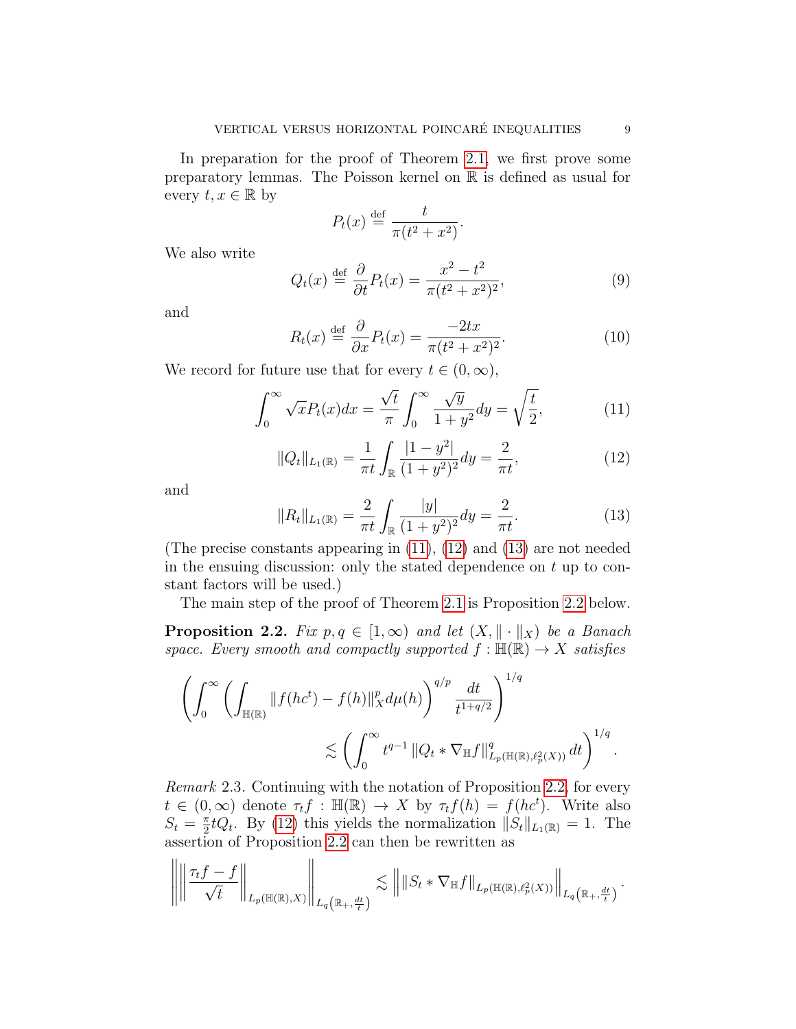In preparation for the proof of Theorem 2.1, we first prove some preparatory lemmas. The Poisson kernel on $\mathbb{R}$ is defined as usual for every $t, x \in \mathbb{R}$ by

$$P_t(x) \stackrel{\mathrm{def}}{=} \frac{t}{\pi(t^2+x^2)}.$$

We also write

$$Q_t(x) \stackrel{\mathrm{def}}{=} \frac{\partial}{\partial t}P_t(x) = \frac{x^2-t^2}{\pi(t^2+x^2)^2}, \tag{9}$$

and

$$R_t(x) \stackrel{\mathrm{def}}{=} \frac{\partial}{\partial x}P_t(x) = \frac{-2tx}{\pi(t^2+x^2)^2}. \tag{10}$$

We record for future use that for every $t \in (0,\infty)$,

$$\int_0^\infty \sqrt{x}P_t(x)dx = \frac{\sqrt{t}}{\pi}\int_0^\infty \frac{\sqrt{y}}{1+y^2}dy = \sqrt{\frac{t}{2}}, \tag{11}$$

$$\|Q_t\|_{L_1(\mathbb{R})} = \frac{1}{\pi t}\int_{\mathbb{R}} \frac{|1-y^2|}{(1+y^2)^2}dy = \frac{2}{\pi t}, \tag{12}$$

and

$$\|R_t\|_{L_1(\mathbb{R})} = \frac{2}{\pi t}\int_{\mathbb{R}} \frac{|y|}{(1+y^2)^2}dy = \frac{2}{\pi t}. \tag{13}$$

(The precise constants appearing in (11), (12) and (13) are not needed in the ensuing discussion: only the stated dependence on $t$ up to constant factors will be used.)

The main step of the proof of Theorem 2.1 is Proposition 2.2 below.

**Proposition 2.2.** *Fix $p, q \in [1,\infty)$ and let $(X, \|\cdot\|_X)$ be a Banach space. Every smooth and compactly supported $f : \mathbb{H}(\mathbb{R}) \to X$ satisfies*

$$\left(\int_0^\infty \left(\int_{\mathbb{H}(\mathbb{R})} \|f(hc^t)-f(h)\|_X^p d\mu(h)\right)^{q/p} \frac{dt}{t^{1+q/2}}\right)^{1/q} \lesssim \left(\int_0^\infty t^{q-1}\left\|Q_t * \nabla_{\mathbb{H}} f\right\|^q_{L_p(\mathbb{H}(\mathbb{R}),\ell_p^2(X))}dt\right)^{1/q}.$$

*Remark* 2.3. Continuing with the notation of Proposition 2.2, for every $t \in (0,\infty)$ denote $\tau_t f : \mathbb{H}(\mathbb{R}) \to X$ by $\tau_t f(h) = f(hc^t)$. Write also $S_t = \frac{\pi}{2}tQ_t$. By (12) this yields the normalization $\|S_t\|_{L_1(\mathbb{R})} = 1$. The assertion of Proposition 2.2 can then be rewritten as

$$\left\|\left\|\frac{\tau_t f - f}{\sqrt{t}}\right\|_{L_p(\mathbb{H}(\mathbb{R}),X)}\right\|_{L_q\left(\mathbb{R}_+,\frac{dt}{t}\right)} \lesssim \left\|\|S_t * \nabla_{\mathbb{H}} f\|_{L_p(\mathbb{H}(\mathbb{R}),\ell_p^2(X))}\right\|_{L_q\left(\mathbb{R}_+,\frac{dt}{t}\right)}.$$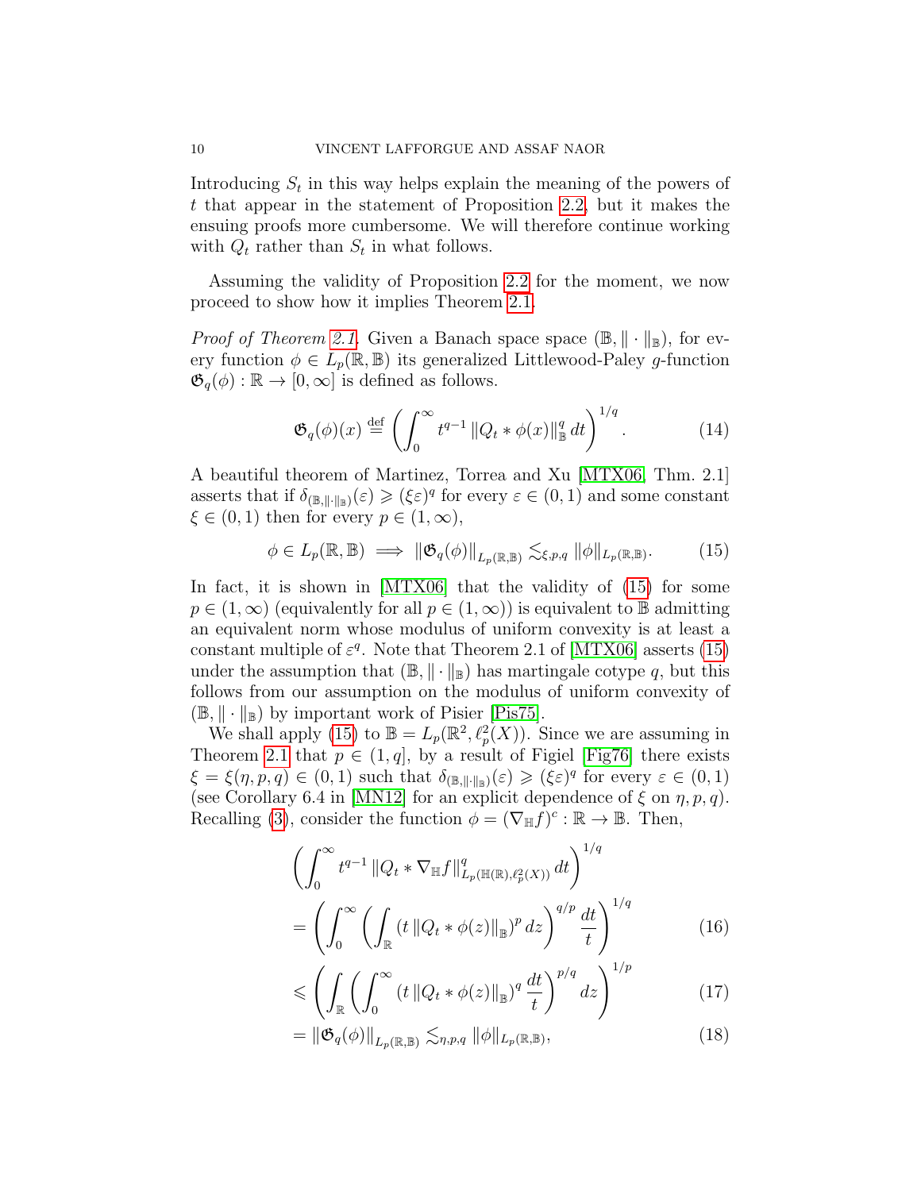Introducing $S_t$ in this way helps explain the meaning of the powers of $t$ that appear in the statement of Proposition 2.2, but it makes the ensuing proofs more cumbersome. We will therefore continue working with $Q_t$ rather than $S_t$ in what follows.

Assuming the validity of Proposition 2.2 for the moment, we now proceed to show how it implies Theorem 2.1.

*Proof of Theorem 2.1.* Given a Banach space space $(\mathbb{B}, \|\cdot\|_{\mathbb{B}})$, for every function $\phi \in L_p(\mathbb{R}, \mathbb{B})$ its generalized Littlewood-Paley $g$-function $\mathfrak{G}_q(\phi) : \mathbb{R} \to [0, \infty]$ is defined as follows.

$$\mathfrak{G}_q(\phi)(x) \stackrel{\mathrm{def}}{=} \left( \int_0^\infty t^{q-1} \left\| Q_t * \phi(x) \right\|_{\mathbb{B}}^q \, dt \right)^{1/q}. \tag{14}$$

A beautiful theorem of Martinez, Torrea and Xu [MTX06, Thm. 2.1] asserts that if $\delta_{(\mathbb{B}, \|\cdot\|_{\mathbb{B}})}(\varepsilon) \geqslant (\xi \varepsilon)^q$ for every $\varepsilon \in (0,1)$ and some constant $\xi \in (0,1)$ then for every $p \in (1, \infty)$,

$$\phi \in L_p(\mathbb{R}, \mathbb{B}) \implies \left\| \mathfrak{G}_q(\phi) \right\|_{L_p(\mathbb{R}, \mathbb{B})} \lesssim_{\xi, p, q} \|\phi\|_{L_p(\mathbb{R}, \mathbb{B})}. \tag{15}$$

In fact, it is shown in [MTX06] that the validity of (15) for some $p \in (1, \infty)$ (equivalently for all $p \in (1, \infty)$) is equivalent to $\mathbb{B}$ admitting an equivalent norm whose modulus of uniform convexity is at least a constant multiple of $\varepsilon^q$. Note that Theorem 2.1 of [MTX06] asserts (15) under the assumption that $(\mathbb{B}, \|\cdot\|_{\mathbb{B}})$ has martingale cotype $q$, but this follows from our assumption on the modulus of uniform convexity of $(\mathbb{B}, \|\cdot\|_{\mathbb{B}})$ by important work of Pisier [Pis75].

We shall apply (15) to $\mathbb{B} = L_p(\mathbb{R}^2, \ell_p^2(X))$. Since we are assuming in Theorem 2.1 that $p \in (1, q]$, by a result of Figiel [Fig76] there exists $\xi = \xi(\eta, p, q) \in (0,1)$ such that $\delta_{(\mathbb{B}, \|\cdot\|_{\mathbb{B}})}(\varepsilon) \geqslant (\xi \varepsilon)^q$ for every $\varepsilon \in (0,1)$ (see Corollary 6.4 in [MN12] for an explicit dependence of $\xi$ on $\eta, p, q$). Recalling (3), consider the function $\phi = (\nabla_{\mathbb{H}} f)^c : \mathbb{R} \to \mathbb{B}$. Then,

$$\left( \int_0^\infty t^{q-1} \left\| Q_t * \nabla_{\mathbb{H}} f \right\|_{L_p(\mathbb{H}(\mathbb{R}), \ell_p^2(X))}^q \, dt \right)^{1/q}$$

$$= \left( \int_0^\infty \left( \int_{\mathbb{R}} \left( t \left\| Q_t * \phi(z) \right\|_{\mathbb{B}} \right)^p dz \right)^{q/p} \frac{dt}{t} \right)^{1/q} \tag{16}$$

$$\leqslant \left( \int_{\mathbb{R}} \left( \int_0^\infty \left( t \left\| Q_t * \phi(z) \right\|_{\mathbb{B}} \right)^q \frac{dt}{t} \right)^{p/q} dz \right)^{1/p} \tag{17}$$

$$= \left\| \mathfrak{G}_q(\phi) \right\|_{L_p(\mathbb{R}, \mathbb{B})} \lesssim_{\eta, p, q} \|\phi\|_{L_p(\mathbb{R}, \mathbb{B})}, \tag{18}$$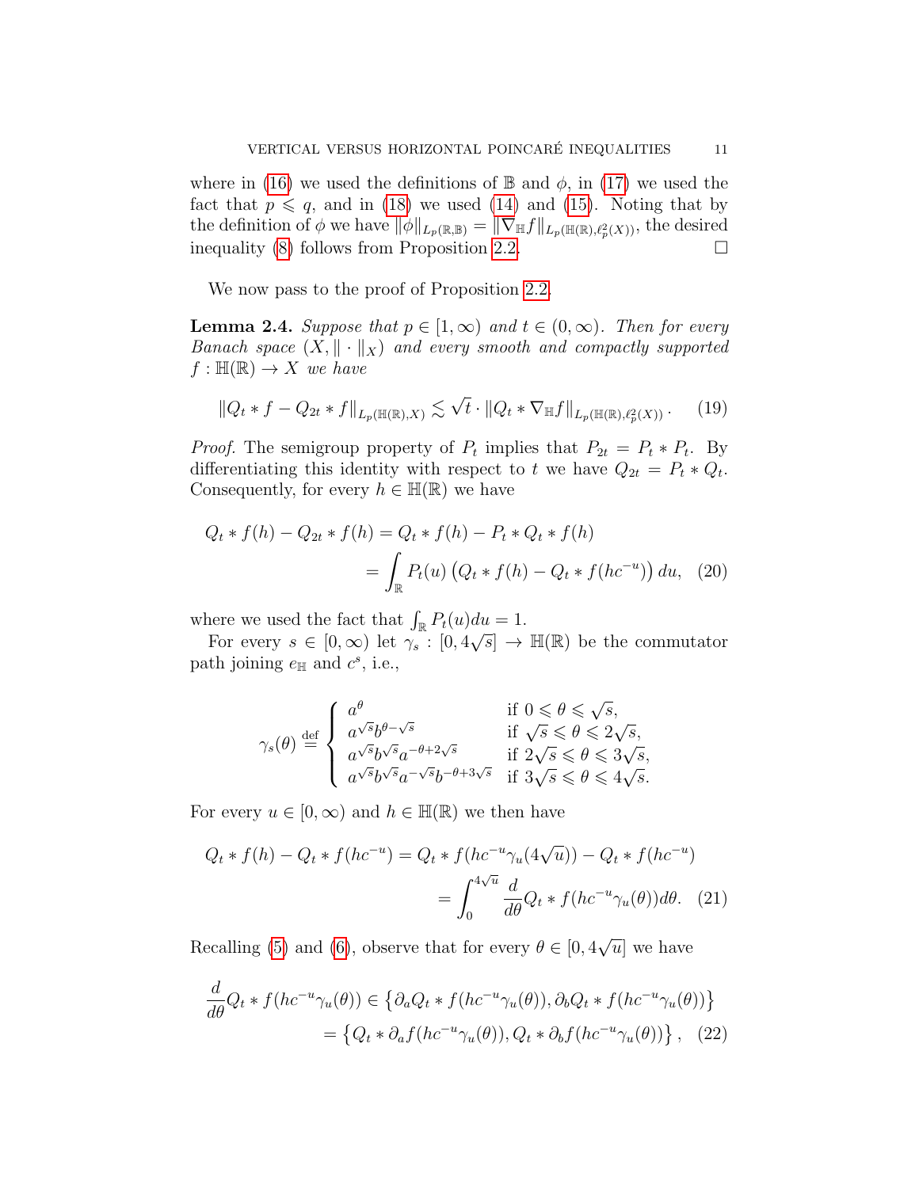where in (16) we used the definitions of $\mathbb{B}$ and $\phi$, in (17) we used the fact that $p \leqslant q$, and in (18) we used (14) and (15). Noting that by the definition of $\phi$ we have $\|\phi\|_{L_p(\mathbb{R},\mathbb{B})} = \|\nabla_{\mathbb{H}} f\|_{L_p(\mathbb{H}(\mathbb{R}),\ell_p^2(X))}$, the desired inequality (8) follows from Proposition 2.2. $\square$

We now pass to the proof of Proposition 2.2.

**Lemma 2.4.** *Suppose that $p \in [1,\infty)$ and $t \in (0,\infty)$. Then for every Banach space $(X, \|\cdot\|_X)$ and every smooth and compactly supported $f : \mathbb{H}(\mathbb{R}) \to X$ we have*

$$\|Q_t * f - Q_{2t} * f\|_{L_p(\mathbb{H}(\mathbb{R}),X)} \lesssim \sqrt{t} \cdot \|Q_t * \nabla_{\mathbb{H}} f\|_{L_p(\mathbb{H}(\mathbb{R}),\ell_p^2(X))} . \quad (19)$$

*Proof.* The semigroup property of $P_t$ implies that $P_{2t} = P_t * P_t$. By differentiating this identity with respect to $t$ we have $Q_{2t} = P_t * Q_t$. Consequently, for every $h \in \mathbb{H}(\mathbb{R})$ we have

$$\begin{aligned} Q_t * f(h) - Q_{2t} * f(h) &= Q_t * f(h) - P_t * Q_t * f(h) \\ &= \int_{\mathbb{R}} P_t(u) \left( Q_t * f(h) - Q_t * f(hc^{-u}) \right) du, \quad (20) \end{aligned}$$

where we used the fact that $\int_{\mathbb{R}} P_t(u) du = 1$.

For every $s \in [0,\infty)$ let $\gamma_s : [0, 4\sqrt{s}] \to \mathbb{H}(\mathbb{R})$ be the commutator path joining $e_{\mathbb{H}}$ and $c^s$, i.e.,

$$\gamma_s(\theta) \stackrel{\mathrm{def}}{=} \begin{cases} a^\theta & \text{if } 0 \leqslant \theta \leqslant \sqrt{s}, \\ a^{\sqrt{s}} b^{\theta - \sqrt{s}} & \text{if } \sqrt{s} \leqslant \theta \leqslant 2\sqrt{s}, \\ a^{\sqrt{s}} b^{\sqrt{s}} a^{-\theta + 2\sqrt{s}} & \text{if } 2\sqrt{s} \leqslant \theta \leqslant 3\sqrt{s}, \\ a^{\sqrt{s}} b^{\sqrt{s}} a^{-\sqrt{s}} b^{-\theta + 3\sqrt{s}} & \text{if } 3\sqrt{s} \leqslant \theta \leqslant 4\sqrt{s}. \end{cases}$$

For every $u \in [0,\infty)$ and $h \in \mathbb{H}(\mathbb{R})$ we then have

$$\begin{aligned} Q_t * f(h) - Q_t * f(hc^{-u}) &= Q_t * f(hc^{-u}\gamma_u(4\sqrt{u})) - Q_t * f(hc^{-u}) \\ &= \int_0^{4\sqrt{u}} \frac{d}{d\theta} Q_t * f(hc^{-u}\gamma_u(\theta)) d\theta. \quad (21) \end{aligned}$$

Recalling (5) and (6), observe that for every $\theta \in [0, 4\sqrt{u}]$ we have

$$\begin{aligned} \frac{d}{d\theta} Q_t * f(hc^{-u}\gamma_u(\theta)) &\in \left\{ \partial_a Q_t * f(hc^{-u}\gamma_u(\theta)), \partial_b Q_t * f(hc^{-u}\gamma_u(\theta)) \right\} \\ &= \left\{ Q_t * \partial_a f(hc^{-u}\gamma_u(\theta)), Q_t * \partial_b f(hc^{-u}\gamma_u(\theta)) \right\}, \quad (22) \end{aligned}$$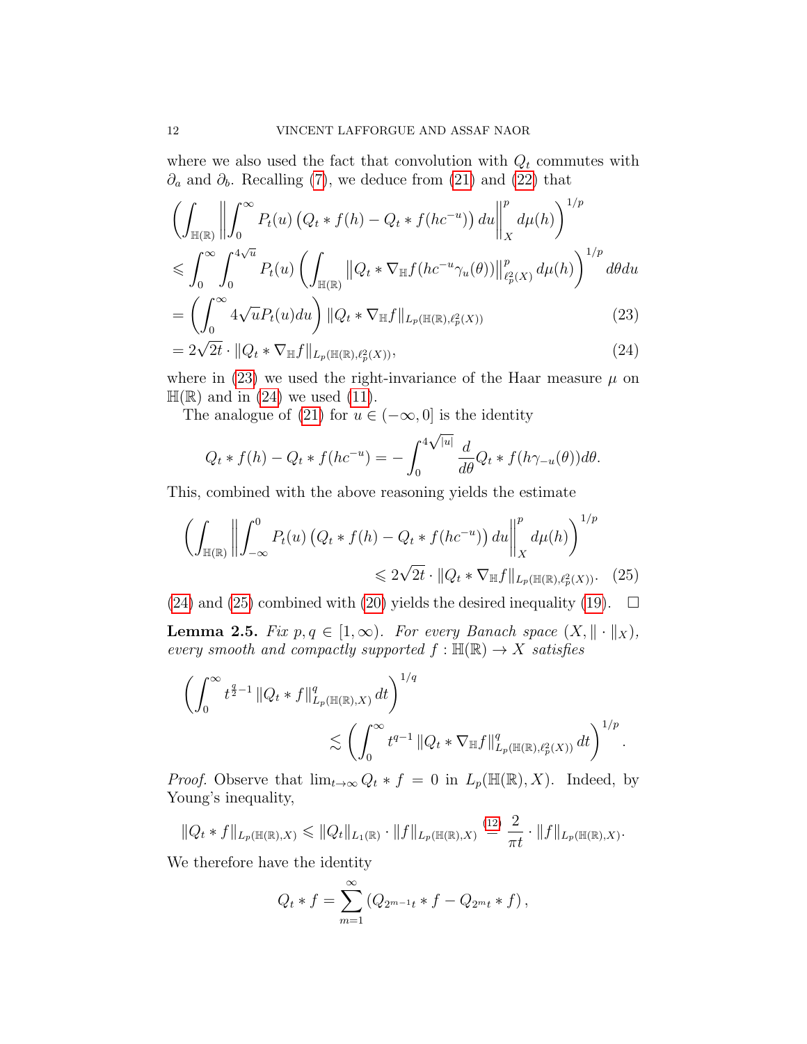where we also used the fact that convolution with $Q_t$ commutes with $\partial_a$ and $\partial_b$. Recalling (7), we deduce from (21) and (22) that

$$
\begin{aligned}
&\left(\int_{\mathbb{H}(\mathbb{R})}\left\|\int_0^\infty P_t(u)\left(Q_t*f(h)-Q_t*f(hc^{-u})\right)du\right\|_X^p d\mu(h)\right)^{1/p}\\
&\leqslant \int_0^\infty\int_0^{4\sqrt{u}} P_t(u)\left(\int_{\mathbb{H}(\mathbb{R})}\left\|Q_t*\nabla_{\mathbb{H}}f(hc^{-u}\gamma_u(\theta))\right\|_{\ell_p^2(X)}^p d\mu(h)\right)^{1/p} d\theta du\\
&=\left(\int_0^\infty 4\sqrt{u}P_t(u)du\right)\|Q_t*\nabla_{\mathbb{H}}f\|_{L_p(\mathbb{H}(\mathbb{R}),\ell_p^2(X))} \qquad (23)\\
&=2\sqrt{2t}\cdot\|Q_t*\nabla_{\mathbb{H}}f\|_{L_p(\mathbb{H}(\mathbb{R}),\ell_p^2(X))}, \qquad (24)
\end{aligned}
$$

where in (23) we used the right-invariance of the Haar measure $\mu$ on $\mathbb{H}(\mathbb{R})$ and in (24) we used (11).

The analogue of (21) for $u\in(-\infty,0]$ is the identity

$$
Q_t*f(h)-Q_t*f(hc^{-u})=-\int_0^{4\sqrt{|u|}}\frac{d}{d\theta}Q_t*f(h\gamma_{-u}(\theta))d\theta.
$$

This, combined with the above reasoning yields the estimate

$$
\left(\int_{\mathbb{H}(\mathbb{R})}\left\|\int_{-\infty}^0 P_t(u)\left(Q_t*f(h)-Q_t*f(hc^{-u})\right)du\right\|_X^p d\mu(h)\right)^{1/p} \leqslant 2\sqrt{2t}\cdot\|Q_t*\nabla_{\mathbb{H}}f\|_{L_p(\mathbb{H}(\mathbb{R}),\ell_p^2(X))}. \qquad (25)
$$

(24) and (25) combined with (20) yields the desired inequality (19). $\square$

**Lemma 2.5.** *Fix $p,q\in[1,\infty)$. For every Banach space $(X,\|\cdot\|_X)$, every smooth and compactly supported $f:\mathbb{H}(\mathbb{R})\to X$ satisfies*

$$
\left(\int_0^\infty t^{\frac{q}{2}-1}\|Q_t*f\|_{L_p(\mathbb{H}(\mathbb{R}),X)}^q dt\right)^{1/q} \lesssim \left(\int_0^\infty t^{q-1}\|Q_t*\nabla_{\mathbb{H}}f\|_{L_p(\mathbb{H}(\mathbb{R}),\ell_p^2(X))}^q dt\right)^{1/p}.
$$

*Proof.* Observe that $\lim_{t\to\infty}Q_t*f=0$ in $L_p(\mathbb{H}(\mathbb{R}),X)$. Indeed, by Young's inequality,

$$
\|Q_t*f\|_{L_p(\mathbb{H}(\mathbb{R}),X)}\leqslant\|Q_t\|_{L_1(\mathbb{R})}\cdot\|f\|_{L_p(\mathbb{H}(\mathbb{R}),X)}\overset{(12)}{=}\frac{2}{\pi t}\cdot\|f\|_{L_p(\mathbb{H}(\mathbb{R}),X)}.
$$

We therefore have the identity

$$
Q_t*f=\sum_{m=1}^\infty\left(Q_{2^{m-1}t}*f-Q_{2^m t}*f\right),
$$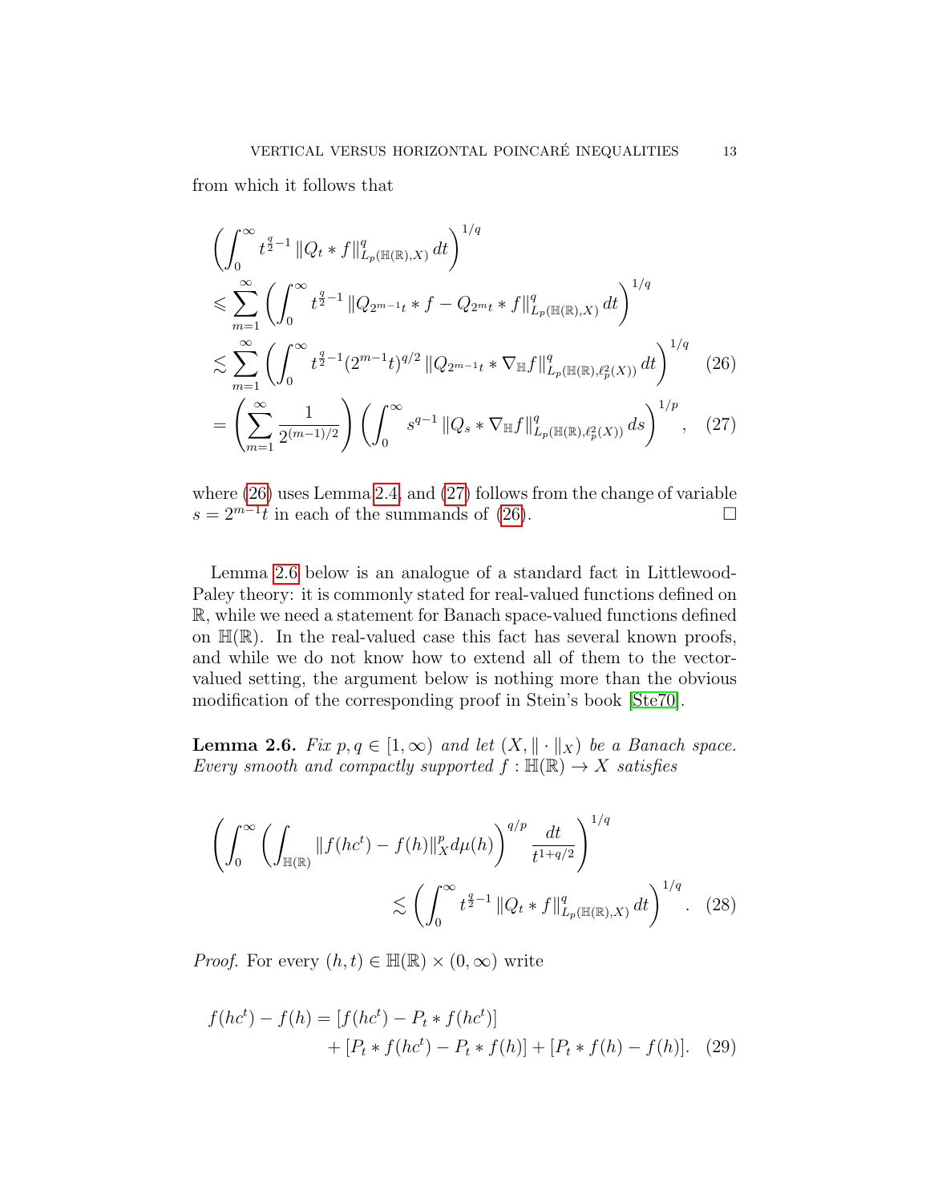from which it follows that

$$
\begin{aligned}
&\left(\int_0^\infty t^{\frac{q}{2}-1}\left\|Q_t * f\right\|_{L_p(\mathbb{H}(\mathbb{R}),X)}^q\,dt\right)^{1/q}\\
&\leqslant \sum_{m=1}^\infty \left(\int_0^\infty t^{\frac{q}{2}-1}\left\|Q_{2^{m-1}t} * f - Q_{2^m t} * f\right\|_{L_p(\mathbb{H}(\mathbb{R}),X)}^q\,dt\right)^{1/q}\\
&\lesssim \sum_{m=1}^\infty \left(\int_0^\infty t^{\frac{q}{2}-1}(2^{m-1}t)^{q/2}\left\|Q_{2^{m-1}t} * \nabla_{\mathbb{H}} f\right\|_{L_p(\mathbb{H}(\mathbb{R}),\ell_p^2(X))}^q\,dt\right)^{1/q} \qquad (26)\\
&= \left(\sum_{m=1}^\infty \frac{1}{2^{(m-1)/2}}\right)\left(\int_0^\infty s^{q-1}\left\|Q_s * \nabla_{\mathbb{H}} f\right\|_{L_p(\mathbb{H}(\mathbb{R}),\ell_p^2(X))}^q\,ds\right)^{1/p}, \qquad (27)
\end{aligned}
$$

where (26) uses Lemma 2.4, and (27) follows from the change of variable $s = 2^{m-1}t$ in each of the summands of (26). □

Lemma 2.6 below is an analogue of a standard fact in Littlewood-Paley theory: it is commonly stated for real-valued functions defined on $\mathbb{R}$, while we need a statement for Banach space-valued functions defined on $\mathbb{H}(\mathbb{R})$. In the real-valued case this fact has several known proofs, and while we do not know how to extend all of them to the vector-valued setting, the argument below is nothing more than the obvious modification of the corresponding proof in Stein's book [Ste70].

**Lemma 2.6.** *Fix $p, q \in [1,\infty)$ and let $(X, \|\cdot\|_X)$ be a Banach space. Every smooth and compactly supported $f : \mathbb{H}(\mathbb{R}) \to X$ satisfies*

$$
\left(\int_0^\infty \left(\int_{\mathbb{H}(\mathbb{R})} \|f(hc^t) - f(h)\|_X^p d\mu(h)\right)^{q/p} \frac{dt}{t^{1+q/2}}\right)^{1/q} \lesssim \left(\int_0^\infty t^{\frac{q}{2}-1}\left\|Q_t * f\right\|_{L_p(\mathbb{H}(\mathbb{R}),X)}^q\,dt\right)^{1/q}. \qquad (28)
$$

*Proof.* For every $(h,t) \in \mathbb{H}(\mathbb{R}) \times (0,\infty)$ write

$$
f(hc^t) - f(h) = [f(hc^t) - P_t * f(hc^t)] + [P_t * f(hc^t) - P_t * f(h)] + [P_t * f(h) - f(h)]. \qquad (29)
$$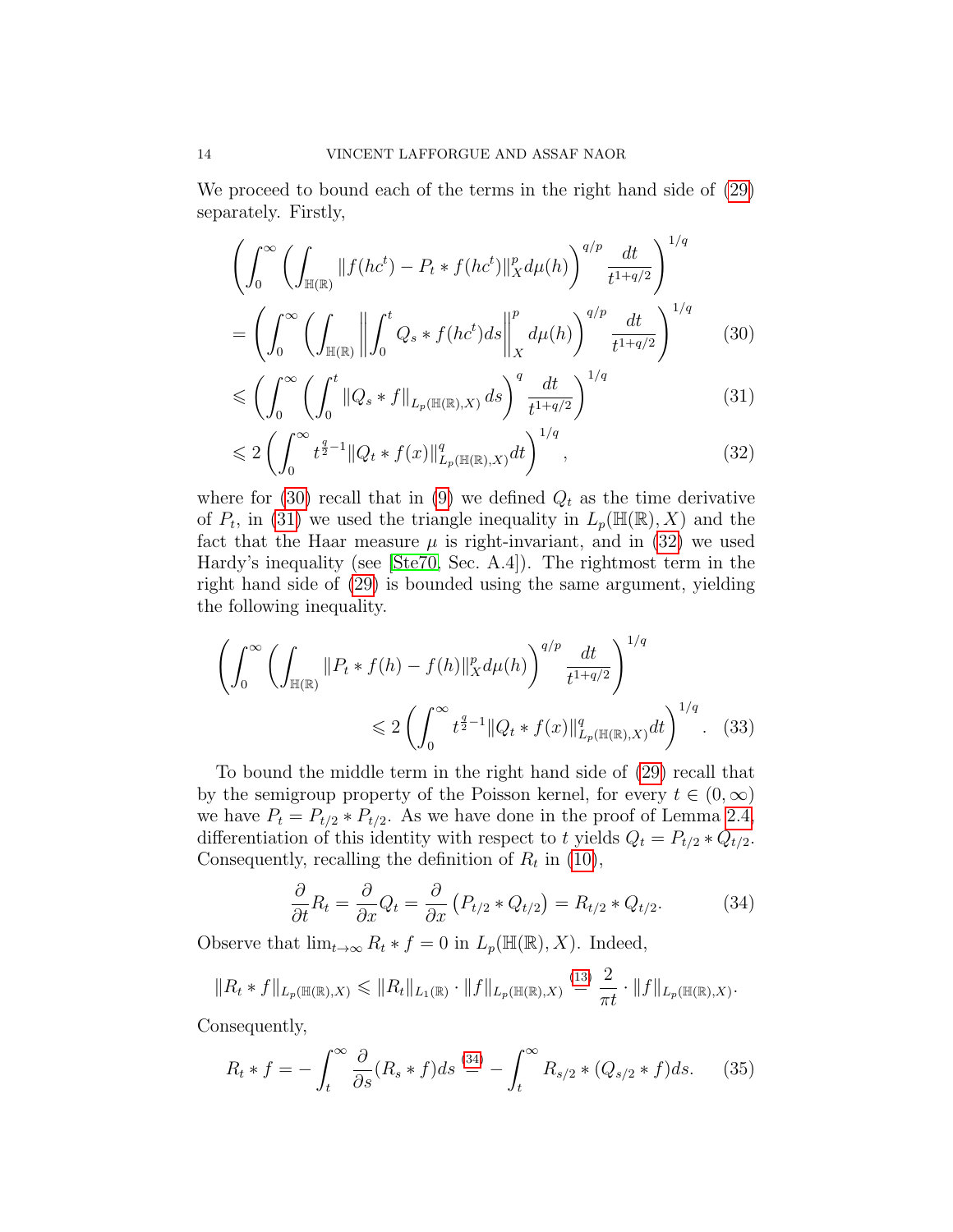We proceed to bound each of the terms in the right hand side of (29) separately. Firstly,

$$
\begin{aligned}
&\left(\int_0^\infty \left(\int_{\mathbb{H}(\mathbb{R})} \|f(hc^t) - P_t * f(hc^t)\|_X^p d\mu(h)\right)^{q/p} \frac{dt}{t^{1+q/2}}\right)^{1/q}\\
&= \left(\int_0^\infty \left(\int_{\mathbb{H}(\mathbb{R})} \left\|\int_0^t Q_s * f(hc^t) ds\right\|_X^p d\mu(h)\right)^{q/p} \frac{dt}{t^{1+q/2}}\right)^{1/q} \qquad (30)\\
&\leqslant \left(\int_0^\infty \left(\int_0^t \|Q_s * f\|_{L_p(\mathbb{H}(\mathbb{R}),X)} ds\right)^q \frac{dt}{t^{1+q/2}}\right)^{1/q} \qquad (31)\\
&\leqslant 2\left(\int_0^\infty t^{\frac{q}{2}-1} \|Q_t * f(x)\|_{L_p(\mathbb{H}(\mathbb{R}),X)}^q dt\right)^{1/q}, \qquad (32)
\end{aligned}
$$

where for (30) recall that in (9) we defined $Q_t$ as the time derivative of $P_t$, in (31) we used the triangle inequality in $L_p(\mathbb{H}(\mathbb{R}), X)$ and the fact that the Haar measure $\mu$ is right-invariant, and in (32) we used Hardy's inequality (see [Ste70, Sec. A.4]). The rightmost term in the right hand side of (29) is bounded using the same argument, yielding the following inequality.

$$
\begin{aligned}
&\left(\int_0^\infty \left(\int_{\mathbb{H}(\mathbb{R})} \|P_t * f(h) - f(h)\|_X^p d\mu(h)\right)^{q/p} \frac{dt}{t^{1+q/2}}\right)^{1/q}\\
&\qquad\qquad \leqslant 2\left(\int_0^\infty t^{\frac{q}{2}-1} \|Q_t * f(x)\|_{L_p(\mathbb{H}(\mathbb{R}),X)}^q dt\right)^{1/q}. \qquad (33)
\end{aligned}
$$

To bound the middle term in the right hand side of (29) recall that by the semigroup property of the Poisson kernel, for every $t \in (0, \infty)$ we have $P_t = P_{t/2} * P_{t/2}$. As we have done in the proof of Lemma 2.4, differentiation of this identity with respect to $t$ yields $Q_t = P_{t/2} * Q_{t/2}$. Consequently, recalling the definition of $R_t$ in (10),

$$
\frac{\partial}{\partial t} R_t = \frac{\partial}{\partial x} Q_t = \frac{\partial}{\partial x}\left(P_{t/2} * Q_{t/2}\right) = R_{t/2} * Q_{t/2}. \qquad (34)
$$

Observe that $\lim_{t\to\infty} R_t * f = 0$ in $L_p(\mathbb{H}(\mathbb{R}), X)$. Indeed,

$$
\|R_t * f\|_{L_p(\mathbb{H}(\mathbb{R}),X)} \leqslant \|R_t\|_{L_1(\mathbb{R})} \cdot \|f\|_{L_p(\mathbb{H}(\mathbb{R}),X)} \overset{(13)}{=} \frac{2}{\pi t} \cdot \|f\|_{L_p(\mathbb{H}(\mathbb{R}),X)}.
$$

Consequently,

$$
R_t * f = -\int_t^\infty \frac{\partial}{\partial s}(R_s * f) ds \overset{(34)}{=} -\int_t^\infty R_{s/2} * (Q_{s/2} * f) ds. \qquad (35)
$$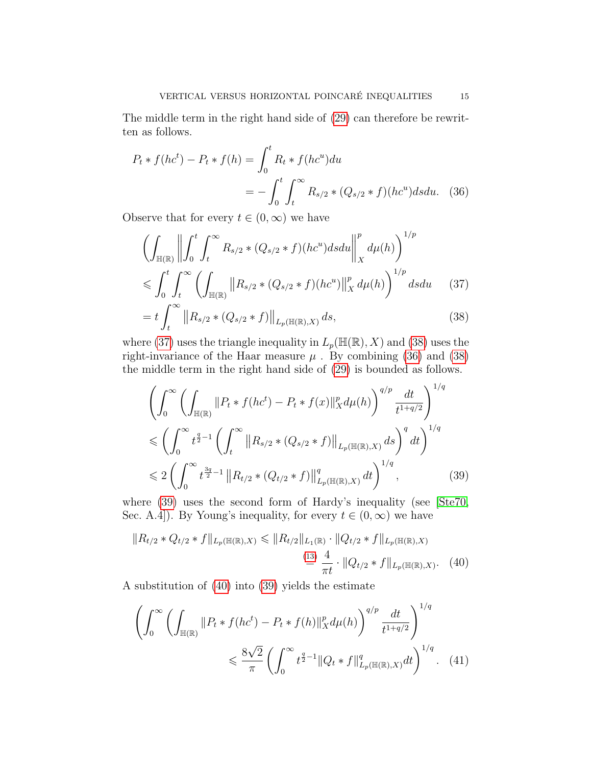The middle term in the right hand side of (29) can therefore be rewritten as follows.

$$
\begin{aligned}
P_t * f(hc^t) - P_t * f(h) &= \int_0^t R_t * f(hc^u)du \\
&= -\int_0^t \int_t^\infty R_{s/2} * (Q_{s/2} * f)(hc^u)dsdu. \quad (36)
\end{aligned}
$$

Observe that for every $t \in (0,\infty)$ we have

$$
\begin{aligned}
&\left(\int_{\mathbb{H}(\mathbb{R})} \left\|\int_0^t \int_t^\infty R_{s/2} * (Q_{s/2} * f)(hc^u)dsdu\right\|_X^p d\mu(h)\right)^{1/p} \\
&\leqslant \int_0^t \int_t^\infty \left(\int_{\mathbb{H}(\mathbb{R})} \left\|R_{s/2} * (Q_{s/2} * f)(hc^u)\right\|_X^p d\mu(h)\right)^{1/p} dsdu \quad (37) \\
&= t\int_t^\infty \left\|R_{s/2} * (Q_{s/2} * f)\right\|_{L_p(\mathbb{H}(\mathbb{R}),X)} ds, \quad (38)
\end{aligned}
$$

where (37) uses the triangle inequality in $L_p(\mathbb{H}(\mathbb{R}), X)$ and (38) uses the right-invariance of the Haar measure $\mu$ . By combining (36) and (38) the middle term in the right hand side of (29) is bounded as follows.

$$
\begin{aligned}
&\left(\int_0^\infty \left(\int_{\mathbb{H}(\mathbb{R})} \|P_t * f(hc^t) - P_t * f(x)\|_X^p d\mu(h)\right)^{q/p} \frac{dt}{t^{1+q/2}}\right)^{1/q} \\
&\leqslant \left(\int_0^\infty t^{\frac{q}{2}-1} \left(\int_t^\infty \left\|R_{s/2} * (Q_{s/2} * f)\right\|_{L_p(\mathbb{H}(\mathbb{R}),X)} ds\right)^q dt\right)^{1/q} \\
&\leqslant 2\left(\int_0^\infty t^{\frac{3q}{2}-1} \left\|R_{t/2} * (Q_{t/2} * f)\right\|_{L_p(\mathbb{H}(\mathbb{R}),X)}^q dt\right)^{1/q}, \quad (39)
\end{aligned}
$$

where (39) uses the second form of Hardy's inequality (see [Ste70, Sec. A.4]). By Young's inequality, for every $t \in (0,\infty)$ we have

$$
\begin{aligned}
\|R_{t/2} * Q_{t/2} * f\|_{L_p(\mathbb{H}(\mathbb{R}),X)} &\leqslant \|R_{t/2}\|_{L_1(\mathbb{R})} \cdot \|Q_{t/2} * f\|_{L_p(\mathbb{H}(\mathbb{R}),X)} \\
&\overset{(13)}{=} \frac{4}{\pi t} \cdot \|Q_{t/2} * f\|_{L_p(\mathbb{H}(\mathbb{R}),X)}. \quad (40)
\end{aligned}
$$

A substitution of (40) into (39) yields the estimate

$$
\begin{aligned}
&\left(\int_0^\infty \left(\int_{\mathbb{H}(\mathbb{R})} \|P_t * f(hc^t) - P_t * f(h)\|_X^p d\mu(h)\right)^{q/p} \frac{dt}{t^{1+q/2}}\right)^{1/q} \\
&\leqslant \frac{8\sqrt{2}}{\pi}\left(\int_0^\infty t^{\frac{q}{2}-1} \|Q_t * f\|_{L_p(\mathbb{H}(\mathbb{R}),X)}^q dt\right)^{1/q}. \quad (41)
\end{aligned}
$$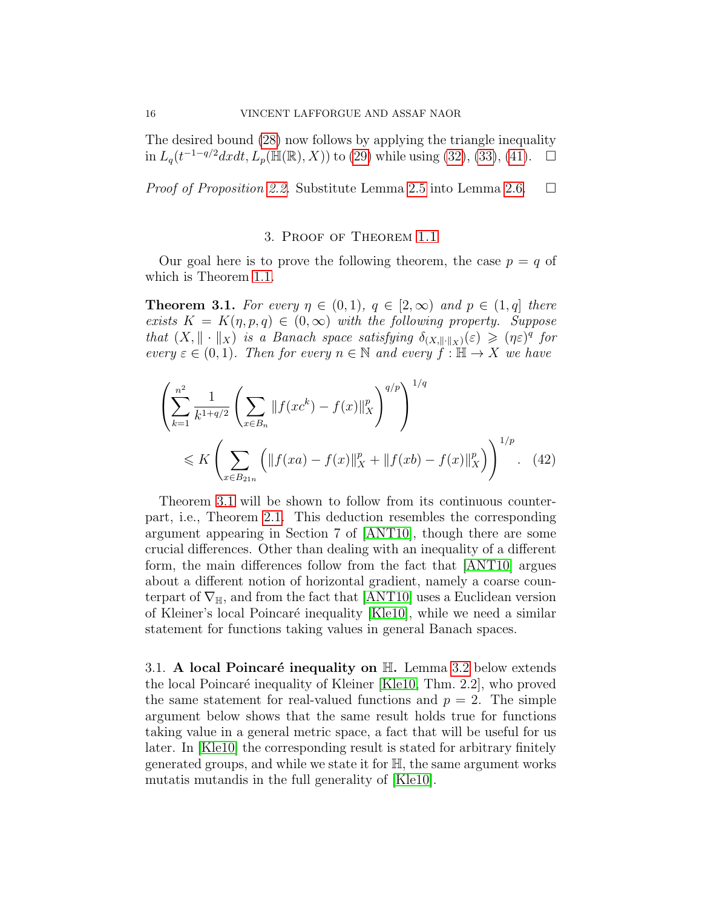The desired bound (28) now follows by applying the triangle inequality in $L_q(t^{-1-q/2}dxdt, L_p(\mathbb{H}(\mathbb{R}), X))$ to (29) while using (32), (33), (41). $\square$

*Proof of Proposition 2.2.* Substitute Lemma 2.5 into Lemma 2.6. $\square$

## 3. Proof of Theorem 1.1

Our goal here is to prove the following theorem, the case $p = q$ of which is Theorem 1.1.

**Theorem 3.1.** *For every $\eta \in (0,1)$, $q \in [2,\infty)$ and $p \in (1,q]$ there exists $K = K(\eta,p,q) \in (0,\infty)$ with the following property. Suppose that $(X, \|\cdot\|_X)$ is a Banach space satisfying $\delta_{(X,\|\cdot\|_X)}(\varepsilon) \geqslant (\eta\varepsilon)^q$ for every $\varepsilon \in (0,1)$. Then for every $n \in \mathbb{N}$ and every $f : \mathbb{H} \to X$ we have*

$$\left(\sum_{k=1}^{n^2} \frac{1}{k^{1+q/2}} \left(\sum_{x\in B_n} \|f(xc^k) - f(x)\|_X^p\right)^{q/p}\right)^{1/q} \leqslant K \left(\sum_{x\in B_{21n}} \Big(\|f(xa) - f(x)\|_X^p + \|f(xb) - f(x)\|_X^p\Big)\right)^{1/p}. \quad (42)$$

Theorem 3.1 will be shown to follow from its continuous counterpart, i.e., Theorem 2.1. This deduction resembles the corresponding argument appearing in Section 7 of [ANT10], though there are some crucial differences. Other than dealing with an inequality of a different form, the main differences follow from the fact that [ANT10] argues about a different notion of horizontal gradient, namely a coarse counterpart of $\nabla_{\mathbb{H}}$, and from the fact that [ANT10] uses a Euclidean version of Kleiner's local Poincaré inequality [Kle10], while we need a similar statement for functions taking values in general Banach spaces.

### 3.1. A local Poincaré inequality on $\mathbb{H}$.

Lemma 3.2 below extends the local Poincaré inequality of Kleiner [Kle10, Thm. 2.2], who proved the same statement for real-valued functions and $p = 2$. The simple argument below shows that the same result holds true for functions taking value in a general metric space, a fact that will be useful for us later. In [Kle10] the corresponding result is stated for arbitrary finitely generated groups, and while we state it for $\mathbb{H}$, the same argument works mutatis mutandis in the full generality of [Kle10].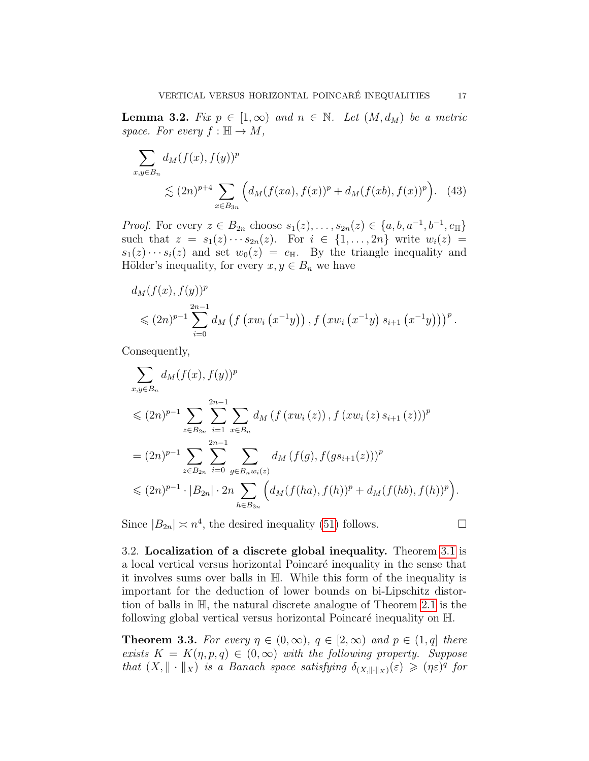**Lemma 3.2.** *Fix $p \in [1,\infty)$ and $n \in \mathbb{N}$. Let $(M, d_M)$ be a metric space. For every $f : \mathbb{H} \to M$,*

$$\sum_{x,y \in B_n} d_M(f(x), f(y))^p \lesssim (2n)^{p+4} \sum_{x \in B_{3n}} \Big( d_M(f(xa), f(x))^p + d_M(f(xb), f(x))^p \Big). \quad (43)$$

*Proof.* For every $z \in B_{2n}$ choose $s_1(z), \ldots, s_{2n}(z) \in \{a, b, a^{-1}, b^{-1}, e_{\mathbb{H}}\}$ such that $z = s_1(z) \cdots s_{2n}(z)$. For $i \in \{1, \ldots, 2n\}$ write $w_i(z) = s_1(z) \cdots s_i(z)$ and set $w_0(z) = e_{\mathbb{H}}$. By the triangle inequality and Hölder's inequality, for every $x, y \in B_n$ we have

$$d_M(f(x), f(y))^p \leqslant (2n)^{p-1} \sum_{i=0}^{2n-1} d_M\left(f\left(xw_i\left(x^{-1}y\right)\right), f\left(xw_i\left(x^{-1}y\right)s_{i+1}\left(x^{-1}y\right)\right)\right)^p.$$

Consequently,

$$\begin{aligned}
&\sum_{x,y \in B_n} d_M(f(x), f(y))^p \\
&\leqslant (2n)^{p-1} \sum_{z \in B_{2n}} \sum_{i=1}^{2n-1} \sum_{x \in B_n} d_M\left(f\left(xw_i\left(z\right)\right), f\left(xw_i\left(z\right)s_{i+1}\left(z\right)\right)\right)^p \\
&= (2n)^{p-1} \sum_{z \in B_{2n}} \sum_{i=0}^{2n-1} \sum_{g \in B_n w_i(z)} d_M\left(f(g), f(gs_{i+1}(z))\right)^p \\
&\leqslant (2n)^{p-1} \cdot |B_{2n}| \cdot 2n \sum_{h \in B_{3n}} \Big( d_M(f(ha), f(h))^p + d_M(f(hb), f(h))^p \Big).
\end{aligned}$$

Since $|B_{2n}| \asymp n^4$, the desired inequality (51) follows. $\square$

3.2. **Localization of a discrete global inequality.** Theorem 3.1 is a local vertical versus horizontal Poincaré inequality in the sense that it involves sums over balls in $\mathbb{H}$. While this form of the inequality is important for the deduction of lower bounds on bi-Lipschitz distortion of balls in $\mathbb{H}$, the natural discrete analogue of Theorem 2.1 is the following global vertical versus horizontal Poincaré inequality on $\mathbb{H}$.

**Theorem 3.3.** *For every $\eta \in (0,\infty)$, $q \in [2,\infty)$ and $p \in (1, q]$ there exists $K = K(\eta, p, q) \in (0,\infty)$ with the following property. Suppose that $(X, \|\cdot\|_X)$ is a Banach space satisfying $\delta_{(X,\|\cdot\|_X)}(\varepsilon) \geqslant (\eta\varepsilon)^q$ for*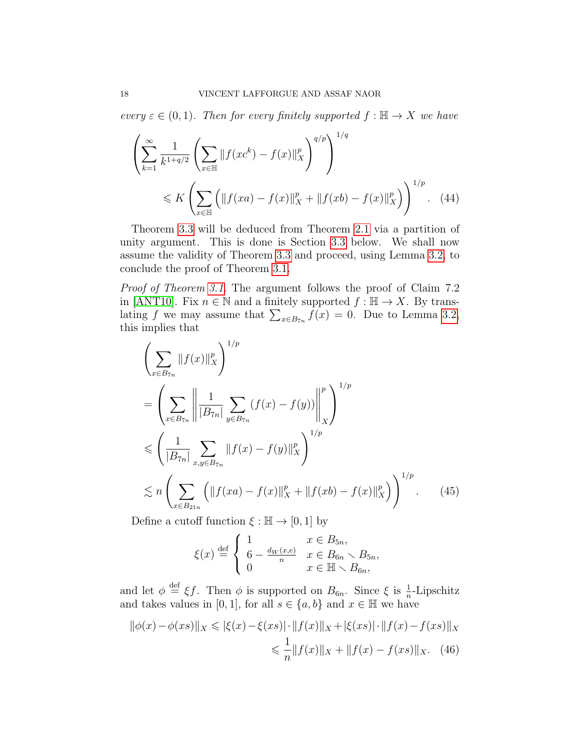*every $\varepsilon \in (0,1)$. Then for every finitely supported $f:\mathbb{H}\to X$ we have*

$$
\left(\sum_{k=1}^{\infty}\frac{1}{k^{1+q/2}}\left(\sum_{x\in\mathbb{H}}\|f(xc^k)-f(x)\|_X^p\right)^{q/p}\right)^{1/q}
\leqslant K\left(\sum_{x\in\mathbb{H}}\Big(\|f(xa)-f(x)\|_X^p+\|f(xb)-f(x)\|_X^p\Big)\right)^{1/p}. \quad (44)
$$

Theorem 3.3 will be deduced from Theorem 2.1 via a partition of unity argument. This is done is Section 3.3 below. We shall now assume the validity of Theorem 3.3 and proceed, using Lemma 3.2, to conclude the proof of Theorem 3.1.

*Proof of Theorem 3.1.* The argument follows the proof of Claim 7.2 in [ANT10]. Fix $n\in\mathbb{N}$ and a finitely supported $f:\mathbb{H}\to X$. By translating $f$ we may assume that $\sum_{x\in B_{7n}} f(x)=0$. Due to Lemma 3.2, this implies that

$$
\begin{aligned}
&\left(\sum_{x\in B_{7n}}\|f(x)\|_X^p\right)^{1/p}\\
&=\left(\sum_{x\in B_{7n}}\left\|\frac{1}{|B_{7n}|}\sum_{y\in B_{7n}}(f(x)-f(y))\right\|_X^p\right)^{1/p}\\
&\leqslant\left(\frac{1}{|B_{7n}|}\sum_{x,y\in B_{7n}}\|f(x)-f(y)\|_X^p\right)^{1/p}\\
&\lesssim n\left(\sum_{x\in B_{21n}}\Big(\|f(xa)-f(x)\|_X^p+\|f(xb)-f(x)\|_X^p\Big)\right)^{1/p}. \quad (45)
\end{aligned}
$$

Define a cutoff function $\xi:\mathbb{H}\to[0,1]$ by

$$
\xi(x)\stackrel{\mathrm{def}}{=}\begin{cases}1 & x\in B_{5n},\\ 6-\frac{d_W(x,e)}{n} & x\in B_{6n}\smallsetminus B_{5n},\\ 0 & x\in\mathbb{H}\smallsetminus B_{6n},\end{cases}
$$

and let $\phi\stackrel{\mathrm{def}}{=}\xi f$. Then $\phi$ is supported on $B_{6n}$. Since $\xi$ is $\frac{1}{n}$-Lipschitz and takes values in $[0,1]$, for all $s\in\{a,b\}$ and $x\in\mathbb{H}$ we have

$$
\begin{aligned}
\|\phi(x)-\phi(xs)\|_X&\leqslant|\xi(x)-\xi(xs)|\cdot\|f(x)\|_X+|\xi(xs)|\cdot\|f(x)-f(xs)\|_X\\
&\leqslant\frac{1}{n}\|f(x)\|_X+\|f(x)-f(xs)\|_X. \quad (46)
\end{aligned}
$$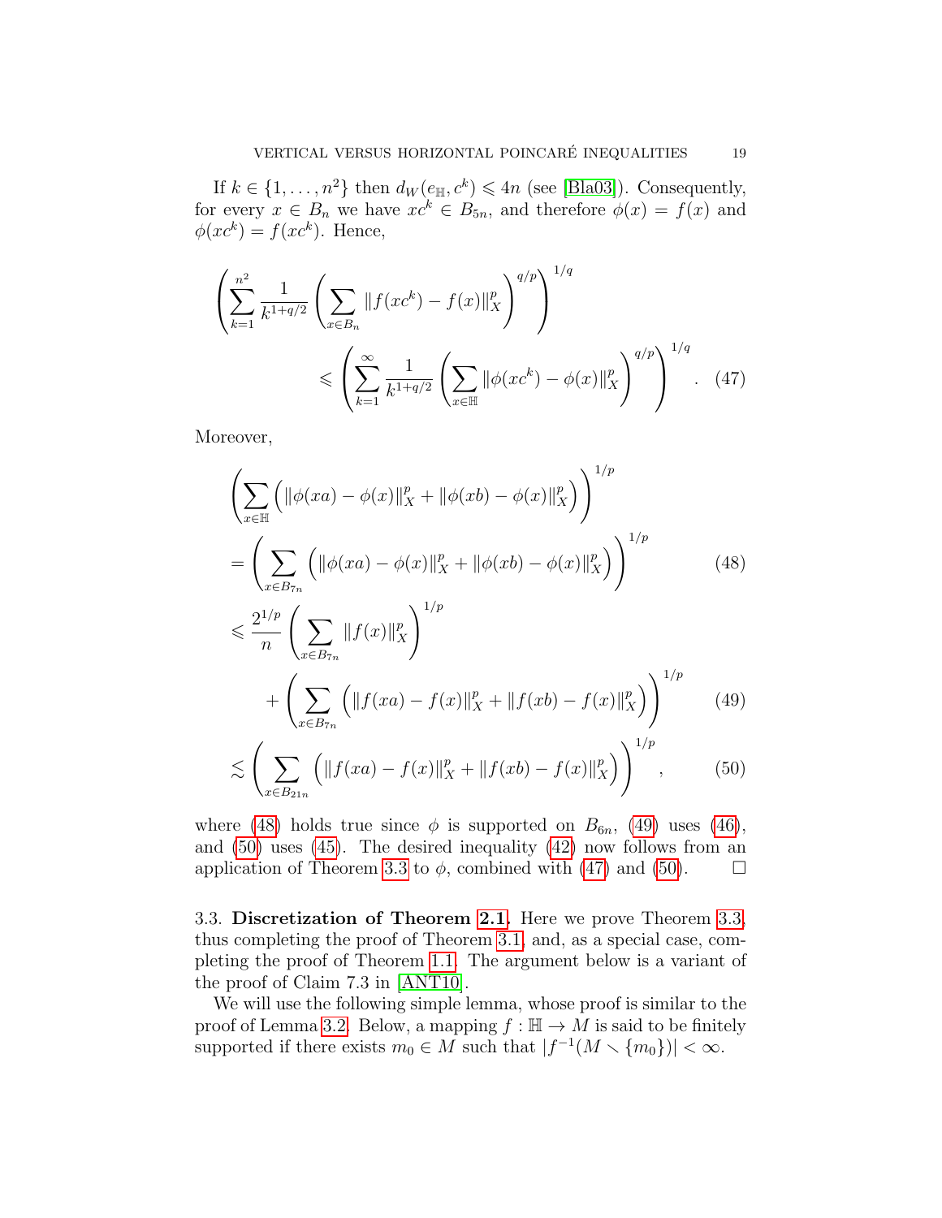If $k \in \{1, \ldots, n^2\}$ then $d_W(e_{\mathbb{H}}, c^k) \leqslant 4n$ (see [Bla03]). Consequently, for every $x \in B_n$ we have $xc^k \in B_{5n}$, and therefore $\phi(x) = f(x)$ and $\phi(xc^k) = f(xc^k)$. Hence,

$$
\left( \sum_{k=1}^{n^2} \frac{1}{k^{1+q/2}} \left( \sum_{x \in B_n} \|f(xc^k) - f(x)\|_X^p \right)^{q/p} \right)^{1/q}
\leqslant \left( \sum_{k=1}^{\infty} \frac{1}{k^{1+q/2}} \left( \sum_{x \in \mathbb{H}} \|\phi(xc^k) - \phi(x)\|_X^p \right)^{q/p} \right)^{1/q}. \quad (47)
$$

Moreover,

$$
\begin{aligned}
&\left( \sum_{x \in \mathbb{H}} \Big( \|\phi(xa) - \phi(x)\|_X^p + \|\phi(xb) - \phi(x)\|_X^p \Big) \right)^{1/p} \\
&= \left( \sum_{x \in B_{7n}} \Big( \|\phi(xa) - \phi(x)\|_X^p + \|\phi(xb) - \phi(x)\|_X^p \Big) \right)^{1/p} \quad (48) \\
&\leqslant \frac{2^{1/p}}{n} \left( \sum_{x \in B_{7n}} \|f(x)\|_X^p \right)^{1/p} \\
&\qquad + \left( \sum_{x \in B_{7n}} \Big( \|f(xa) - f(x)\|_X^p + \|f(xb) - f(x)\|_X^p \Big) \right)^{1/p} \quad (49) \\
&\lesssim \left( \sum_{x \in B_{21n}} \Big( \|f(xa) - f(x)\|_X^p + \|f(xb) - f(x)\|_X^p \Big) \right)^{1/p}, \quad (50)
\end{aligned}
$$

where (48) holds true since $\phi$ is supported on $B_{6n}$, (49) uses (46), and (50) uses (45). The desired inequality (42) now follows from an application of Theorem 3.3 to $\phi$, combined with (47) and (50). $\square$

3.3. **Discretization of Theorem 2.1.** Here we prove Theorem 3.3, thus completing the proof of Theorem 3.1, and, as a special case, completing the proof of Theorem 1.1. The argument below is a variant of the proof of Claim 7.3 in [ANT10].

We will use the following simple lemma, whose proof is similar to the proof of Lemma 3.2. Below, a mapping $f : \mathbb{H} \to M$ is said to be finitely supported if there exists $m_0 \in M$ such that $|f^{-1}(M \smallsetminus \{m_0\})| < \infty$.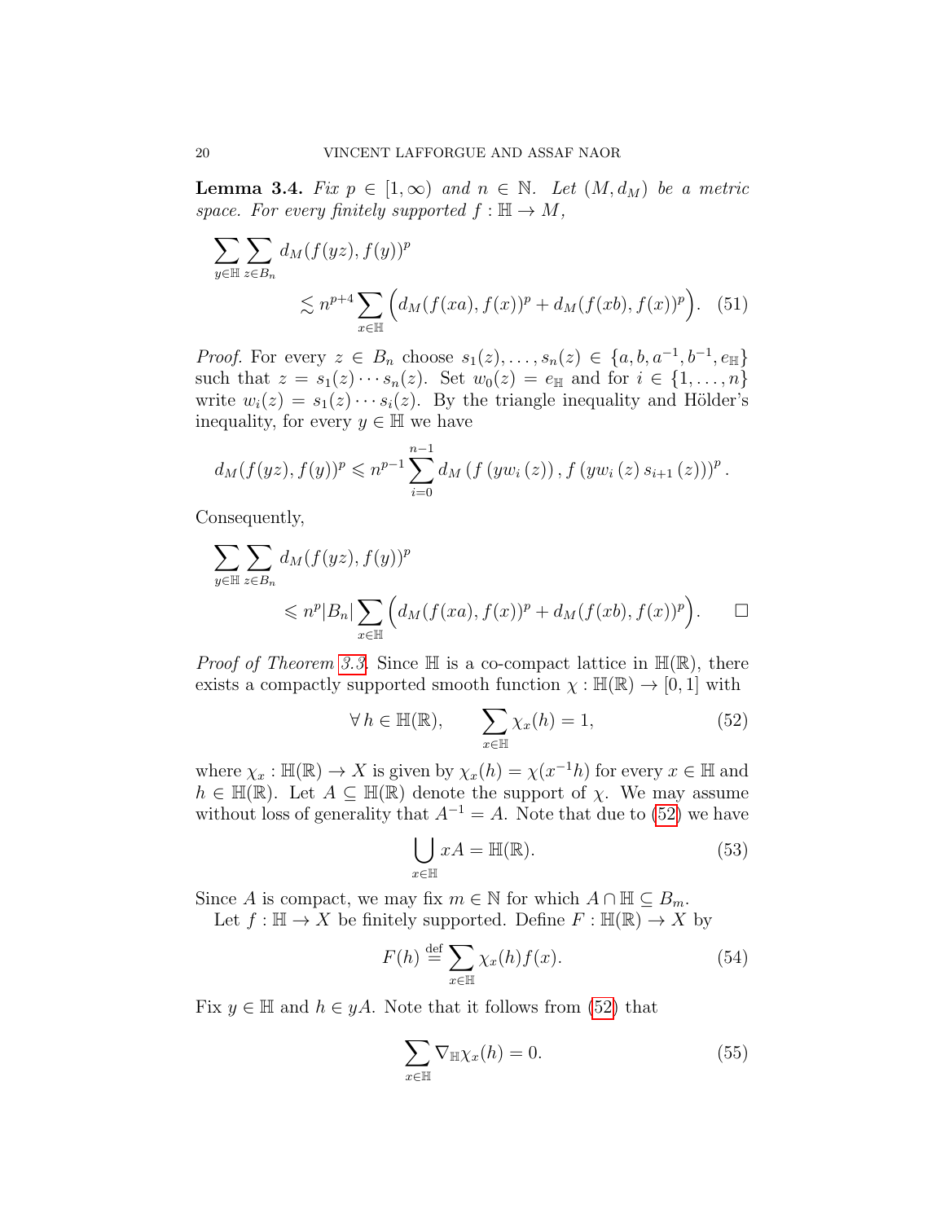**Lemma 3.4.** *Fix $p \in [1,\infty)$ and $n \in \mathbb{N}$. Let $(M, d_M)$ be a metric space. For every finitely supported $f : \mathbb{H} \to M$,*

$$\sum_{y\in\mathbb{H}}\sum_{z\in B_n} d_M(f(yz), f(y))^p \lesssim n^{p+4}\sum_{x\in\mathbb{H}}\Big(d_M(f(xa), f(x))^p + d_M(f(xb), f(x))^p\Big). \quad (51)$$

*Proof.* For every $z \in B_n$ choose $s_1(z), \ldots, s_n(z) \in \{a, b, a^{-1}, b^{-1}, e_{\mathbb{H}}\}$ such that $z = s_1(z)\cdots s_n(z)$. Set $w_0(z) = e_{\mathbb{H}}$ and for $i \in \{1, \ldots, n\}$ write $w_i(z) = s_1(z)\cdots s_i(z)$. By the triangle inequality and Hölder's inequality, for every $y \in \mathbb{H}$ we have

$$d_M(f(yz), f(y))^p \leqslant n^{p-1}\sum_{i=0}^{n-1} d_M\left(f\left(yw_i\left(z\right)\right), f\left(yw_i\left(z\right)s_{i+1}\left(z\right)\right)\right)^p.$$

Consequently,

$$\sum_{y\in\mathbb{H}}\sum_{z\in B_n} d_M(f(yz), f(y))^p \leqslant n^p|B_n|\sum_{x\in\mathbb{H}}\Big(d_M(f(xa), f(x))^p + d_M(f(xb), f(x))^p\Big). \qquad \square$$

*Proof of Theorem 3.3.* Since $\mathbb{H}$ is a co-compact lattice in $\mathbb{H}(\mathbb{R})$, there exists a compactly supported smooth function $\chi : \mathbb{H}(\mathbb{R}) \to [0, 1]$ with

$$\forall\, h \in \mathbb{H}(\mathbb{R}), \qquad \sum_{x\in\mathbb{H}}\chi_x(h) = 1, \quad (52)$$

where $\chi_x : \mathbb{H}(\mathbb{R}) \to X$ is given by $\chi_x(h) = \chi(x^{-1}h)$ for every $x \in \mathbb{H}$ and $h \in \mathbb{H}(\mathbb{R})$. Let $A \subseteq \mathbb{H}(\mathbb{R})$ denote the support of $\chi$. We may assume without loss of generality that $A^{-1} = A$. Note that due to (52) we have

$$\bigcup_{x\in\mathbb{H}} xA = \mathbb{H}(\mathbb{R}). \quad (53)$$

Since $A$ is compact, we may fix $m \in \mathbb{N}$ for which $A \cap \mathbb{H} \subseteq B_m$.

Let $f : \mathbb{H} \to X$ be finitely supported. Define $F : \mathbb{H}(\mathbb{R}) \to X$ by

$$F(h) \stackrel{\mathrm{def}}{=} \sum_{x\in\mathbb{H}}\chi_x(h)f(x). \quad (54)$$

Fix $y \in \mathbb{H}$ and $h \in yA$. Note that it follows from (52) that

$$\sum_{x\in\mathbb{H}}\nabla_{\mathbb{H}}\chi_x(h) = 0. \quad (55)$$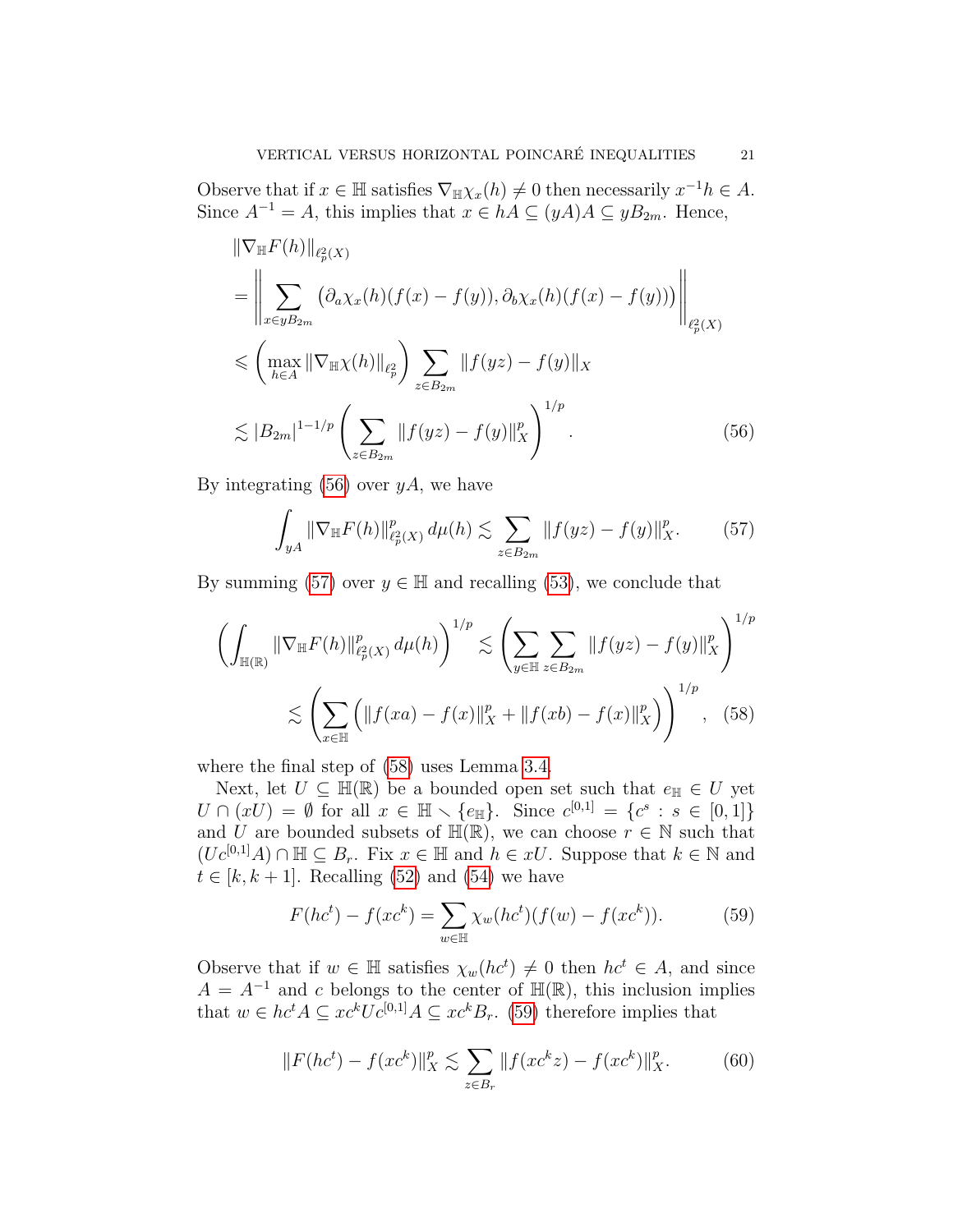Observe that if $x \in \mathbb{H}$ satisfies $\nabla_{\mathbb{H}}\chi_x(h) \neq 0$ then necessarily $x^{-1}h \in A$. Since $A^{-1} = A$, this implies that $x \in hA \subseteq (yA)A \subseteq yB_{2m}$. Hence,

$$
\begin{aligned}
&\|\nabla_{\mathbb{H}} F(h)\|_{\ell_p^2(X)} \\
&= \left\| \sum_{x \in yB_{2m}} \big(\partial_a \chi_x(h)(f(x)-f(y)), \partial_b \chi_x(h)(f(x)-f(y))\big) \right\|_{\ell_p^2(X)} \\
&\leqslant \left( \max_{h\in A} \|\nabla_{\mathbb{H}} \chi(h)\|_{\ell_p^2} \right) \sum_{z\in B_{2m}} \|f(yz)-f(y)\|_X \\
&\lesssim |B_{2m}|^{1-1/p} \left( \sum_{z\in B_{2m}} \|f(yz)-f(y)\|_X^p \right)^{1/p}. \qquad (56)
\end{aligned}
$$

By integrating (56) over $yA$, we have

$$
\int_{yA} \|\nabla_{\mathbb{H}} F(h)\|_{\ell_p^2(X)}^p \, d\mu(h) \lesssim \sum_{z \in B_{2m}} \|f(yz)-f(y)\|_X^p. \qquad (57)
$$

By summing (57) over $y \in \mathbb{H}$ and recalling (53), we conclude that

$$
\begin{aligned}
\left( \int_{\mathbb{H}(\mathbb{R})} \|\nabla_{\mathbb{H}} F(h)\|_{\ell_p^2(X)}^p \, d\mu(h) \right)^{1/p} &\lesssim \left( \sum_{y\in\mathbb{H}} \sum_{z\in B_{2m}} \|f(yz)-f(y)\|_X^p \right)^{1/p} \\
&\lesssim \left( \sum_{x\in\mathbb{H}} \Big( \|f(xa)-f(x)\|_X^p + \|f(xb)-f(x)\|_X^p \Big) \right)^{1/p}, \qquad (58)
\end{aligned}
$$

where the final step of (58) uses Lemma 3.4.

Next, let $U \subseteq \mathbb{H}(\mathbb{R})$ be a bounded open set such that $e_{\mathbb{H}} \in U$ yet $U \cap (xU) = \emptyset$ for all $x \in \mathbb{H} \smallsetminus \{e_{\mathbb{H}}\}$. Since $c^{[0,1]} = \{c^s : s \in [0,1]\}$ and $U$ are bounded subsets of $\mathbb{H}(\mathbb{R})$, we can choose $r \in \mathbb{N}$ such that $(Uc^{[0,1]}A) \cap \mathbb{H} \subseteq B_r$. Fix $x \in \mathbb{H}$ and $h \in xU$. Suppose that $k \in \mathbb{N}$ and $t \in [k, k+1]$. Recalling (52) and (54) we have

$$
F(hc^t) - f(xc^k) = \sum_{w\in\mathbb{H}} \chi_w(hc^t)(f(w)-f(xc^k)). \qquad (59)
$$

Observe that if $w \in \mathbb{H}$ satisfies $\chi_w(hc^t) \neq 0$ then $hc^t \in A$, and since $A = A^{-1}$ and $c$ belongs to the center of $\mathbb{H}(\mathbb{R})$, this inclusion implies that $w \in hc^tA \subseteq xc^kUc^{[0,1]}A \subseteq xc^kB_r$. (59) therefore implies that

$$
\|F(hc^t) - f(xc^k)\|_X^p \lesssim \sum_{z\in B_r} \|f(xc^kz) - f(xc^k)\|_X^p. \qquad (60)
$$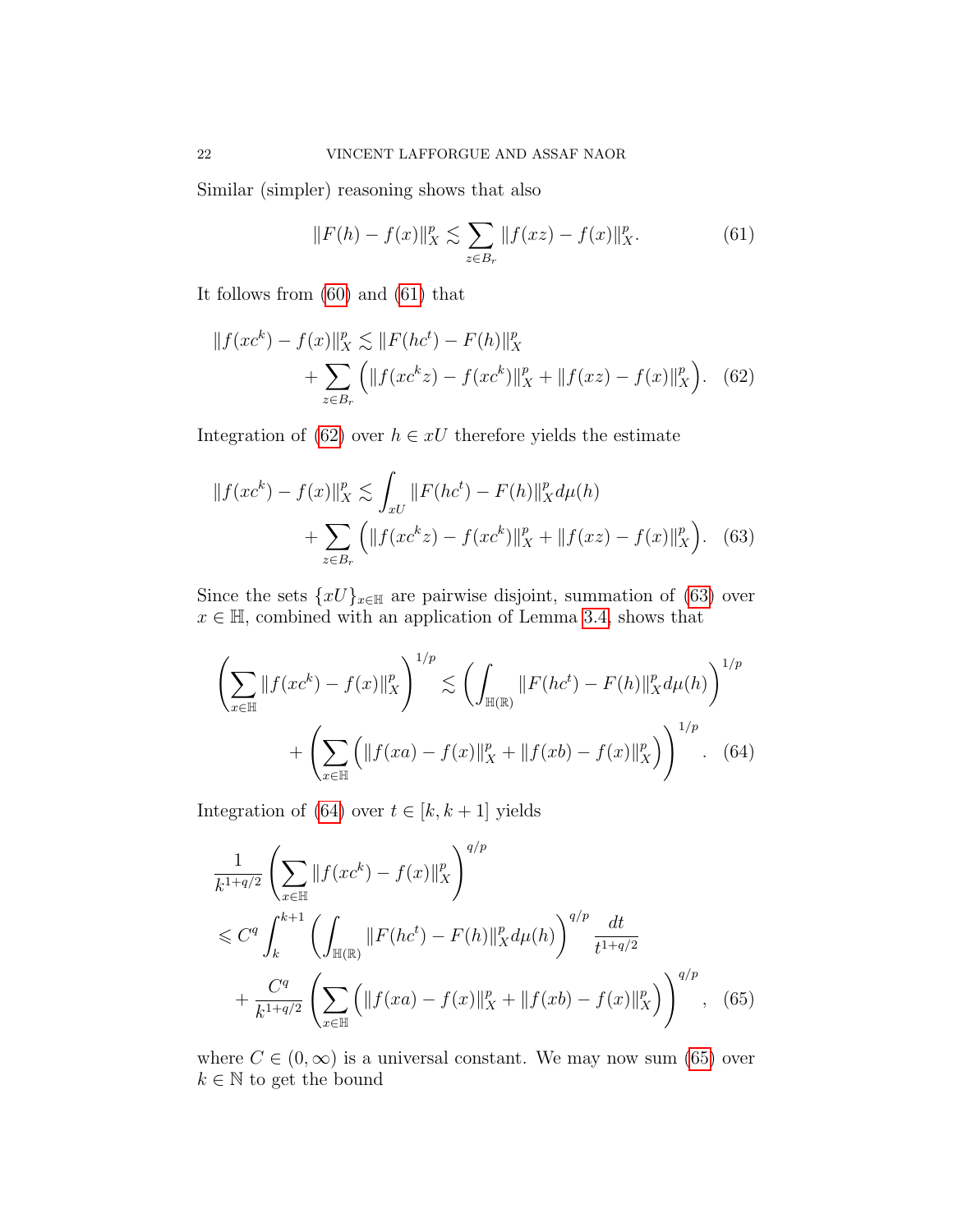Similar (simpler) reasoning shows that also

$$\|F(h) - f(x)\|_X^p \lesssim \sum_{z \in B_r} \|f(xz) - f(x)\|_X^p. \tag{61}$$

It follows from (60) and (61) that

$$\|f(xc^k) - f(x)\|_X^p \lesssim \|F(hc^t) - F(h)\|_X^p + \sum_{z \in B_r} \Big( \|f(xc^k z) - f(xc^k)\|_X^p + \|f(xz) - f(x)\|_X^p \Big). \tag{62}$$

Integration of (62) over $h \in xU$ therefore yields the estimate

$$\|f(xc^k) - f(x)\|_X^p \lesssim \int_{xU} \|F(hc^t) - F(h)\|_X^p d\mu(h) + \sum_{z \in B_r} \Big( \|f(xc^k z) - f(xc^k)\|_X^p + \|f(xz) - f(x)\|_X^p \Big). \tag{63}$$

Since the sets $\{xU\}_{x \in \mathbb{H}}$ are pairwise disjoint, summation of (63) over $x \in \mathbb{H}$, combined with an application of Lemma 3.4, shows that

$$\left( \sum_{x \in \mathbb{H}} \|f(xc^k) - f(x)\|_X^p \right)^{1/p} \lesssim \left( \int_{\mathbb{H}(\mathbb{R})} \|F(hc^t) - F(h)\|_X^p d\mu(h) \right)^{1/p} + \left( \sum_{x \in \mathbb{H}} \Big( \|f(xa) - f(x)\|_X^p + \|f(xb) - f(x)\|_X^p \Big) \right)^{1/p}. \tag{64}$$

Integration of (64) over $t \in [k, k+1]$ yields

$$\begin{aligned}
&\frac{1}{k^{1+q/2}} \left( \sum_{x \in \mathbb{H}} \|f(xc^k) - f(x)\|_X^p \right)^{q/p} \\
&\leqslant C^q \int_k^{k+1} \left( \int_{\mathbb{H}(\mathbb{R})} \|F(hc^t) - F(h)\|_X^p d\mu(h) \right)^{q/p} \frac{dt}{t^{1+q/2}} \\
&\quad + \frac{C^q}{k^{1+q/2}} \left( \sum_{x \in \mathbb{H}} \Big( \|f(xa) - f(x)\|_X^p + \|f(xb) - f(x)\|_X^p \Big) \right)^{q/p},
\end{aligned} \tag{65}$$

where $C \in (0, \infty)$ is a universal constant. We may now sum (65) over $k \in \mathbb{N}$ to get the bound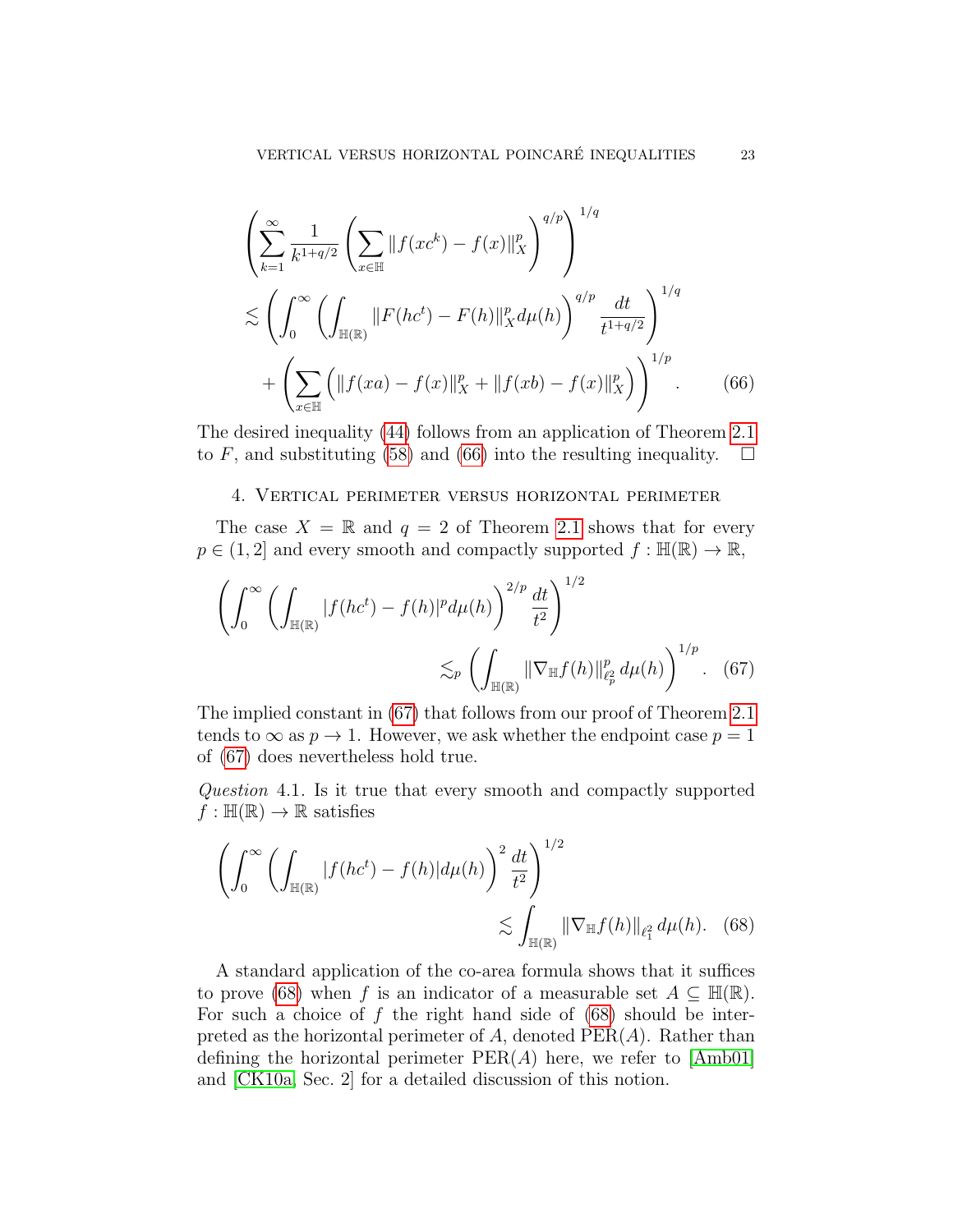$$
\left(\sum_{k=1}^{\infty}\frac{1}{k^{1+q/2}}\left(\sum_{x\in\mathbb{H}}\|f(xc^k)-f(x)\|_X^p\right)^{q/p}\right)^{1/q}
\lesssim \left(\int_0^\infty\left(\int_{\mathbb{H}(\mathbb{R})}\|F(hc^t)-F(h)\|_X^p d\mu(h)\right)^{q/p}\frac{dt}{t^{1+q/2}}\right)^{1/q}
+\left(\sum_{x\in\mathbb{H}}\Big(\|f(xa)-f(x)\|_X^p+\|f(xb)-f(x)\|_X^p\Big)\right)^{1/p}. \tag{66}
$$

The desired inequality (44) follows from an application of Theorem 2.1 to $F$, and substituting (58) and (66) into the resulting inequality. $\square$

## 4. Vertical perimeter versus horizontal perimeter

The case $X=\mathbb{R}$ and $q=2$ of Theorem 2.1 shows that for every $p\in(1,2]$ and every smooth and compactly supported $f:\mathbb{H}(\mathbb{R})\to\mathbb{R}$,

$$
\left(\int_0^\infty\left(\int_{\mathbb{H}(\mathbb{R})}|f(hc^t)-f(h)|^p d\mu(h)\right)^{2/p}\frac{dt}{t^2}\right)^{1/2}
\lesssim_p \left(\int_{\mathbb{H}(\mathbb{R})}\|\nabla_{\mathbb{H}}f(h)\|_{\ell_p^2}^p\, d\mu(h)\right)^{1/p}. \tag{67}
$$

The implied constant in (67) that follows from our proof of Theorem 2.1 tends to $\infty$ as $p\to 1$. However, we ask whether the endpoint case $p=1$ of (67) does nevertheless hold true.

*Question* 4.1. Is it true that every smooth and compactly supported $f:\mathbb{H}(\mathbb{R})\to\mathbb{R}$ satisfies

$$
\left(\int_0^\infty\left(\int_{\mathbb{H}(\mathbb{R})}|f(hc^t)-f(h)|d\mu(h)\right)^{2}\frac{dt}{t^2}\right)^{1/2}
\lesssim \int_{\mathbb{H}(\mathbb{R})}\|\nabla_{\mathbb{H}}f(h)\|_{\ell_1^2}\, d\mu(h). \tag{68}
$$

A standard application of the co-area formula shows that it suffices to prove (68) when $f$ is an indicator of a measurable set $A\subseteq\mathbb{H}(\mathbb{R})$. For such a choice of $f$ the right hand side of (68) should be interpreted as the horizontal perimeter of $A$, denoted $\mathrm{PER}(A)$. Rather than defining the horizontal perimeter $\mathrm{PER}(A)$ here, we refer to [Amb01] and [CK10a, Sec. 2] for a detailed discussion of this notion.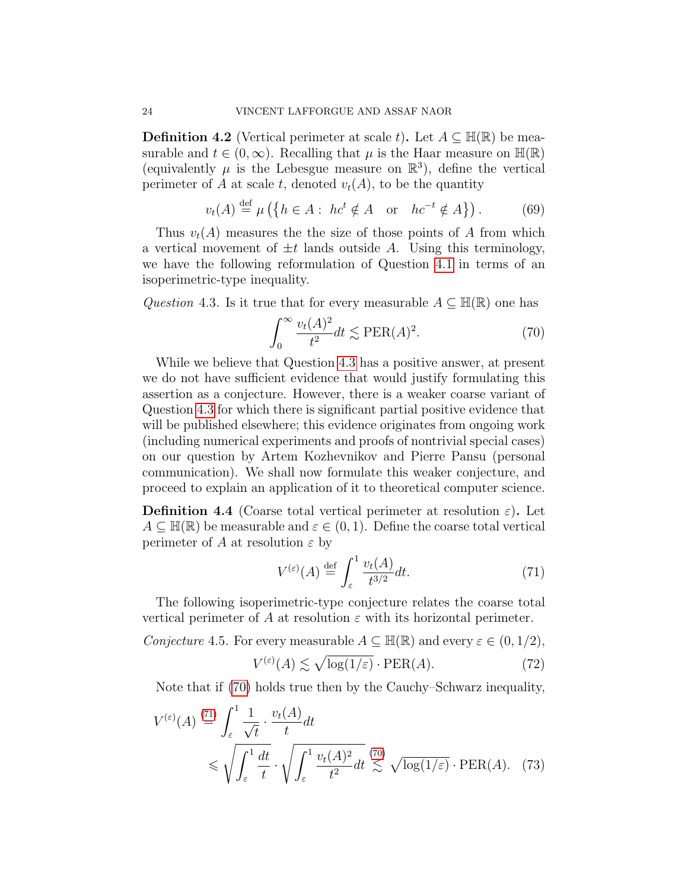**Definition 4.2** (Vertical perimeter at scale $t$)**.** Let $A \subseteq \mathbb{H}(\mathbb{R})$ be measurable and $t \in (0, \infty)$. Recalling that $\mu$ is the Haar measure on $\mathbb{H}(\mathbb{R})$ (equivalently $\mu$ is the Lebesgue measure on $\mathbb{R}^3$), define the vertical perimeter of $A$ at scale $t$, denoted $v_t(A)$, to be the quantity

$$v_t(A) \stackrel{\mathrm{def}}{=} \mu\left(\left\{h \in A: \ hc^t \notin A \quad \text{or} \quad hc^{-t} \notin A\right\}\right). \tag{69}$$

Thus $v_t(A)$ measures the the size of those points of $A$ from which a vertical movement of $\pm t$ lands outside $A$. Using this terminology, we have the following reformulation of Question 4.1 in terms of an isoperimetric-type inequality.

*Question* 4.3. Is it true that for every measurable $A \subseteq \mathbb{H}(\mathbb{R})$ one has

$$\int_0^\infty \frac{v_t(A)^2}{t^2} dt \lesssim \mathrm{PER}(A)^2. \tag{70}$$

While we believe that Question 4.3 has a positive answer, at present we do not have sufficient evidence that would justify formulating this assertion as a conjecture. However, there is a weaker coarse variant of Question 4.3 for which there is significant partial positive evidence that will be published elsewhere; this evidence originates from ongoing work (including numerical experiments and proofs of nontrivial special cases) on our question by Artem Kozhevnikov and Pierre Pansu (personal communication). We shall now formulate this weaker conjecture, and proceed to explain an application of it to theoretical computer science.

**Definition 4.4** (Coarse total vertical perimeter at resolution $\varepsilon$)**.** Let $A \subseteq \mathbb{H}(\mathbb{R})$ be measurable and $\varepsilon \in (0, 1)$. Define the coarse total vertical perimeter of $A$ at resolution $\varepsilon$ by

$$V^{(\varepsilon)}(A) \stackrel{\mathrm{def}}{=} \int_\varepsilon^1 \frac{v_t(A)}{t^{3/2}} dt. \tag{71}$$

The following isoperimetric-type conjecture relates the coarse total vertical perimeter of $A$ at resolution $\varepsilon$ with its horizontal perimeter.

*Conjecture* 4.5. For every measurable $A \subseteq \mathbb{H}(\mathbb{R})$ and every $\varepsilon \in (0, 1/2)$,

$$V^{(\varepsilon)}(A) \lesssim \sqrt{\log(1/\varepsilon)} \cdot \mathrm{PER}(A). \tag{72}$$

Note that if (70) holds true then by the Cauchy–Schwarz inequality,

$$V^{(\varepsilon)}(A) \stackrel{(71)}{=} \int_\varepsilon^1 \frac{1}{\sqrt{t}} \cdot \frac{v_t(A)}{t} dt \leqslant \sqrt{\int_\varepsilon^1 \frac{dt}{t}} \cdot \sqrt{\int_\varepsilon^1 \frac{v_t(A)^2}{t^2} dt} \stackrel{(70)}{\lesssim} \sqrt{\log(1/\varepsilon)} \cdot \mathrm{PER}(A). \tag{73}$$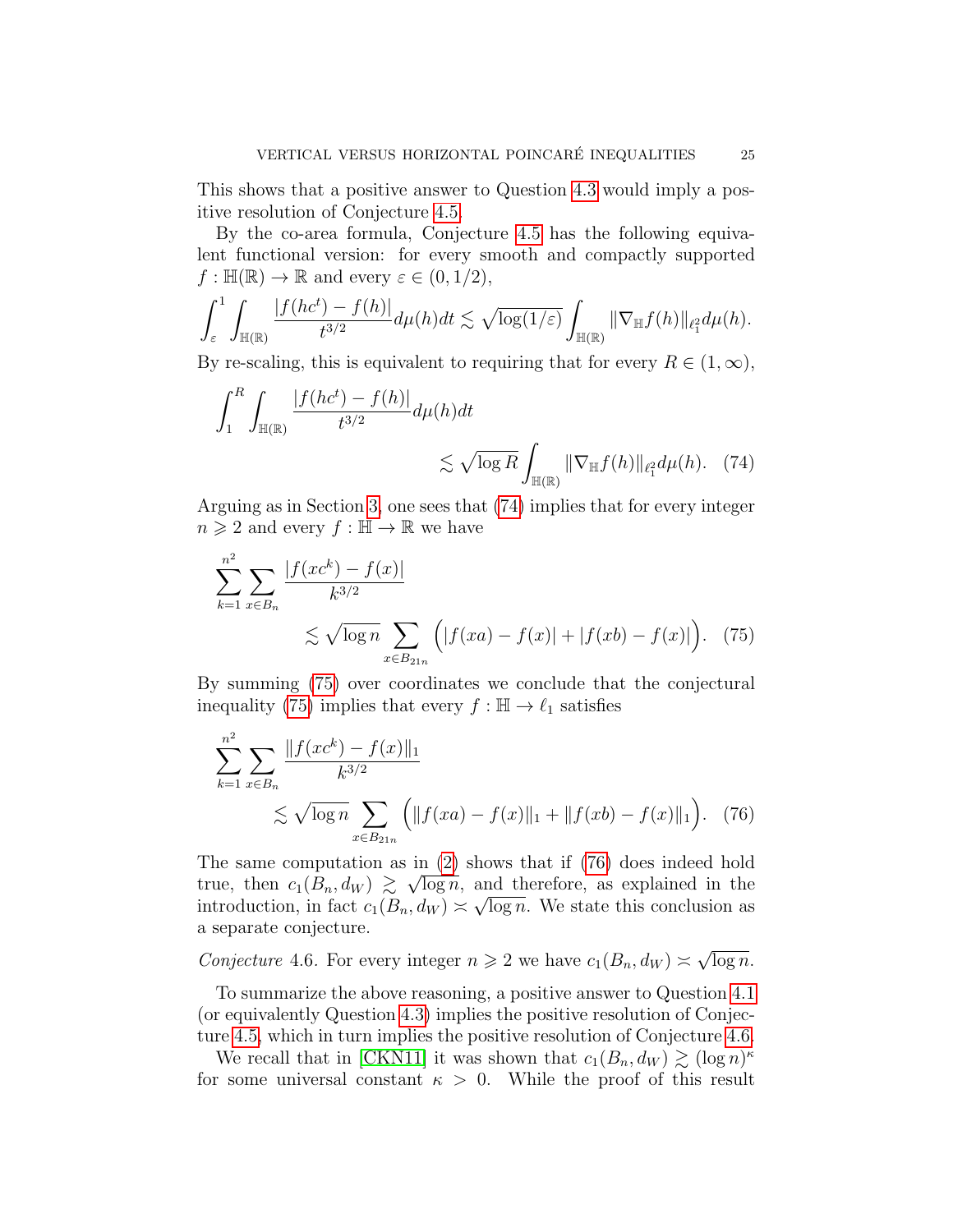This shows that a positive answer to Question 4.3 would imply a positive resolution of Conjecture 4.5.

By the co-area formula, Conjecture 4.5 has the following equivalent functional version: for every smooth and compactly supported $f : \mathbb{H}(\mathbb{R}) \to \mathbb{R}$ and every $\varepsilon \in (0, 1/2)$,

$$\int_{\varepsilon}^{1} \int_{\mathbb{H}(\mathbb{R})} \frac{|f(hc^t) - f(h)|}{t^{3/2}} d\mu(h) dt \lesssim \sqrt{\log(1/\varepsilon)} \int_{\mathbb{H}(\mathbb{R})} \|\nabla_{\mathbb{H}} f(h)\|_{\ell_1^2} d\mu(h).$$

By re-scaling, this is equivalent to requiring that for every $R \in (1, \infty)$,

$$\int_{1}^{R} \int_{\mathbb{H}(\mathbb{R})} \frac{|f(hc^t) - f(h)|}{t^{3/2}} d\mu(h) dt \lesssim \sqrt{\log R} \int_{\mathbb{H}(\mathbb{R})} \|\nabla_{\mathbb{H}} f(h)\|_{\ell_1^2} d\mu(h). \quad (74)$$

Arguing as in Section 3, one sees that (74) implies that for every integer $n \geqslant 2$ and every $f : \mathbb{H} \to \mathbb{R}$ we have

$$\sum_{k=1}^{n^2} \sum_{x \in B_n} \frac{|f(xc^k) - f(x)|}{k^{3/2}} \lesssim \sqrt{\log n} \sum_{x \in B_{21n}} \Big( |f(xa) - f(x)| + |f(xb) - f(x)| \Big). \quad (75)$$

By summing (75) over coordinates we conclude that the conjectural inequality (75) implies that every $f : \mathbb{H} \to \ell_1$ satisfies

$$\sum_{k=1}^{n^2} \sum_{x \in B_n} \frac{\|f(xc^k) - f(x)\|_1}{k^{3/2}} \lesssim \sqrt{\log n} \sum_{x \in B_{21n}} \Big( \|f(xa) - f(x)\|_1 + \|f(xb) - f(x)\|_1 \Big). \quad (76)$$

The same computation as in (2) shows that if (76) does indeed hold true, then $c_1(B_n, d_W) \gtrsim \sqrt{\log n}$, and therefore, as explained in the introduction, in fact $c_1(B_n, d_W) \asymp \sqrt{\log n}$. We state this conclusion as a separate conjecture.

*Conjecture* 4.6. For every integer $n \geqslant 2$ we have $c_1(B_n, d_W) \asymp \sqrt{\log n}$.

To summarize the above reasoning, a positive answer to Question 4.1 (or equivalently Question 4.3) implies the positive resolution of Conjecture 4.5, which in turn implies the positive resolution of Conjecture 4.6.

We recall that in [CKN11] it was shown that $c_1(B_n, d_W) \gtrsim (\log n)^\kappa$ for some universal constant $\kappa > 0$. While the proof of this result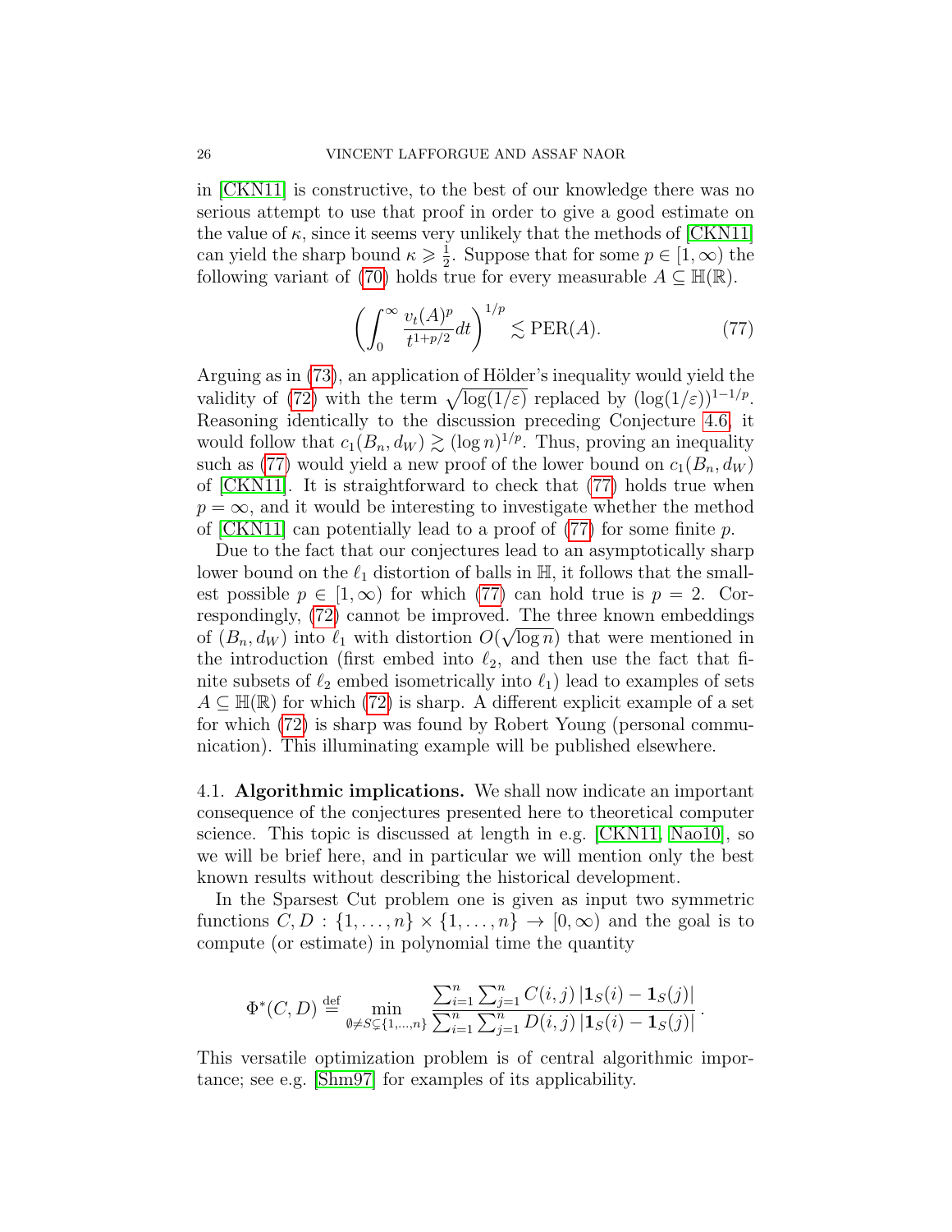in [CKN11] is constructive, to the best of our knowledge there was no serious attempt to use that proof in order to give a good estimate on the value of $\kappa$, since it seems very unlikely that the methods of [CKN11] can yield the sharp bound $\kappa \geqslant \frac{1}{2}$. Suppose that for some $p \in [1,\infty)$ the following variant of (70) holds true for every measurable $A \subseteq \mathbb{H}(\mathbb{R})$.

$$\left(\int_0^\infty \frac{v_t(A)^p}{t^{1+p/2}}dt\right)^{1/p} \lesssim \mathrm{PER}(A). \tag{77}$$

Arguing as in (73), an application of Hölder's inequality would yield the validity of (72) with the term $\sqrt{\log(1/\varepsilon)}$ replaced by $(\log(1/\varepsilon))^{1-1/p}$. Reasoning identically to the discussion preceding Conjecture 4.6, it would follow that $c_1(B_n, d_W) \gtrsim (\log n)^{1/p}$. Thus, proving an inequality such as (77) would yield a new proof of the lower bound on $c_1(B_n, d_W)$ of [CKN11]. It is straightforward to check that (77) holds true when $p = \infty$, and it would be interesting to investigate whether the method of [CKN11] can potentially lead to a proof of (77) for some finite $p$.

Due to the fact that our conjectures lead to an asymptotically sharp lower bound on the $\ell_1$ distortion of balls in $\mathbb{H}$, it follows that the smallest possible $p \in [1,\infty)$ for which (77) can hold true is $p = 2$. Correspondingly, (72) cannot be improved. The three known embeddings of $(B_n, d_W)$ into $\ell_1$ with distortion $O(\sqrt{\log n})$ that were mentioned in the introduction (first embed into $\ell_2$, and then use the fact that finite subsets of $\ell_2$ embed isometrically into $\ell_1$) lead to examples of sets $A \subseteq \mathbb{H}(\mathbb{R})$ for which (72) is sharp. A different explicit example of a set for which (72) is sharp was found by Robert Young (personal communication). This illuminating example will be published elsewhere.

### 4.1. Algorithmic implications.

We shall now indicate an important consequence of the conjectures presented here to theoretical computer science. This topic is discussed at length in e.g. [CKN11, Nao10], so we will be brief here, and in particular we will mention only the best known results without describing the historical development.

In the Sparsest Cut problem one is given as input two symmetric functions $C, D : \{1,\ldots,n\} \times \{1,\ldots,n\} \to [0,\infty)$ and the goal is to compute (or estimate) in polynomial time the quantity

$$\Phi^*(C,D) \stackrel{\mathrm{def}}{=} \min_{\emptyset \neq S \subsetneq \{1,\ldots,n\}} \frac{\sum_{i=1}^n \sum_{j=1}^n C(i,j)\,|\mathbf{1}_S(i) - \mathbf{1}_S(j)|}{\sum_{i=1}^n \sum_{j=1}^n D(i,j)\,|\mathbf{1}_S(i) - \mathbf{1}_S(j)|}.$$

This versatile optimization problem is of central algorithmic importance; see e.g. [Shm97] for examples of its applicability.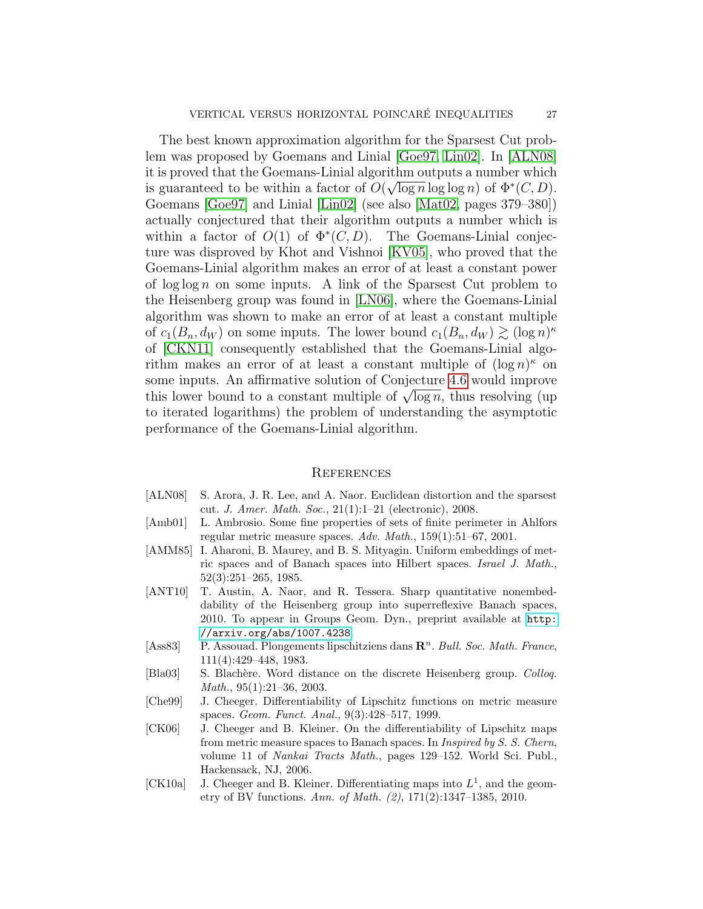The best known approximation algorithm for the Sparsest Cut problem was proposed by Goemans and Linial [Goe97, Lin02]. In [ALN08] it is proved that the Goemans-Linial algorithm outputs a number which is guaranteed to be within a factor of $O(\sqrt{\log n}\log\log n)$ of $\Phi^*(C,D)$. Goemans [Goe97] and Linial [Lin02] (see also [Mat02, pages 379–380]) actually conjectured that their algorithm outputs a number which is within a factor of $O(1)$ of $\Phi^*(C,D)$. The Goemans-Linial conjecture was disproved by Khot and Vishnoi [KV05], who proved that the Goemans-Linial algorithm makes an error of at least a constant power of $\log\log n$ on some inputs. A link of the Sparsest Cut problem to the Heisenberg group was found in [LN06], where the Goemans-Linial algorithm was shown to make an error of at least a constant multiple of $c_1(B_n, d_W)$ on some inputs. The lower bound $c_1(B_n, d_W) \gtrsim (\log n)^\kappa$ of [CKN11] consequently established that the Goemans-Linial algorithm makes an error of at least a constant multiple of $(\log n)^\kappa$ on some inputs. An affirmative solution of Conjecture 4.6 would improve this lower bound to a constant multiple of $\sqrt{\log n}$, thus resolving (up to iterated logarithms) the problem of understanding the asymptotic performance of the Goemans-Linial algorithm.

## References

- [ALN08] S. Arora, J. R. Lee, and A. Naor. Euclidean distortion and the sparsest cut. *J. Amer. Math. Soc.*, 21(1):1–21 (electronic), 2008.
- [Amb01] L. Ambrosio. Some fine properties of sets of finite perimeter in Ahlfors regular metric measure spaces. *Adv. Math.*, 159(1):51–67, 2001.
- [AMM85] I. Aharoni, B. Maurey, and B. S. Mityagin. Uniform embeddings of metric spaces and of Banach spaces into Hilbert spaces. *Israel J. Math.*, 52(3):251–265, 1985.
- [ANT10] T. Austin, A. Naor, and R. Tessera. Sharp quantitative nonembeddability of the Heisenberg group into superreflexive Banach spaces, 2010. To appear in Groups Geom. Dyn., preprint available at `http://arxiv.org/abs/1007.4238`.
- [Ass83] P. Assouad. Plongements lipschitziens dans $\mathbf{R}^n$. *Bull. Soc. Math. France*, 111(4):429–448, 1983.
- [Bla03] S. Blachère. Word distance on the discrete Heisenberg group. *Colloq. Math.*, 95(1):21–36, 2003.
- [Che99] J. Cheeger. Differentiability of Lipschitz functions on metric measure spaces. *Geom. Funct. Anal.*, 9(3):428–517, 1999.
- [CK06] J. Cheeger and B. Kleiner. On the differentiability of Lipschitz maps from metric measure spaces to Banach spaces. In *Inspired by S. S. Chern*, volume 11 of *Nankai Tracts Math.*, pages 129–152. World Sci. Publ., Hackensack, NJ, 2006.
- [CK10a] J. Cheeger and B. Kleiner. Differentiating maps into $L^1$, and the geometry of BV functions. *Ann. of Math. (2)*, 171(2):1347–1385, 2010.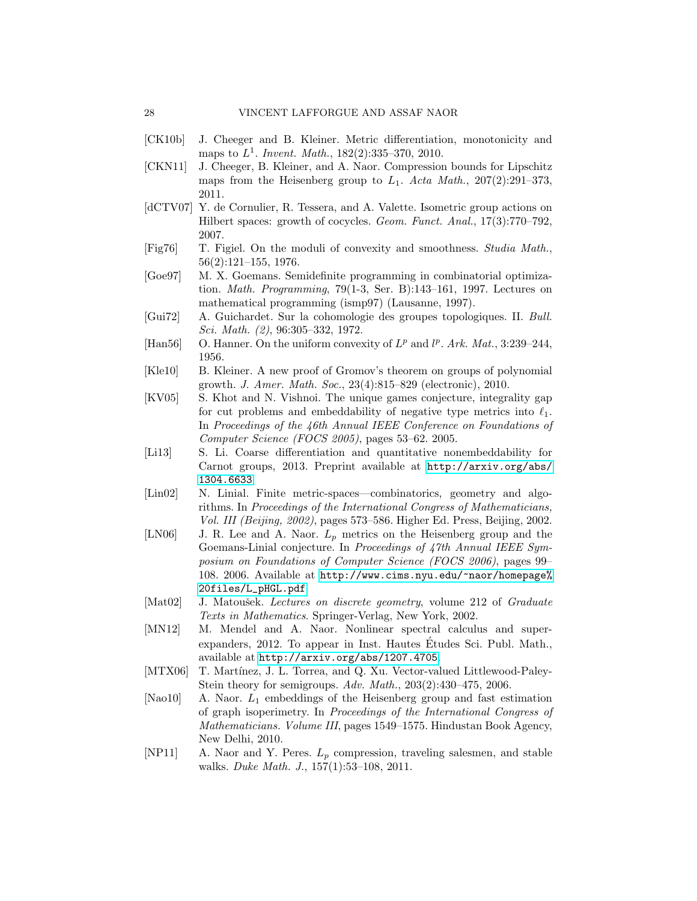[CK10b] J. Cheeger and B. Kleiner. Metric differentiation, monotonicity and maps to $L^1$. *Invent. Math.*, 182(2):335–370, 2010.

[CKN11] J. Cheeger, B. Kleiner, and A. Naor. Compression bounds for Lipschitz maps from the Heisenberg group to $L_1$. *Acta Math.*, 207(2):291–373, 2011.

[dCTV07] Y. de Cornulier, R. Tessera, and A. Valette. Isometric group actions on Hilbert spaces: growth of cocycles. *Geom. Funct. Anal.*, 17(3):770–792, 2007.

[Fig76] T. Figiel. On the moduli of convexity and smoothness. *Studia Math.*, 56(2):121–155, 1976.

[Goe97] M. X. Goemans. Semidefinite programming in combinatorial optimization. *Math. Programming*, 79(1-3, Ser. B):143–161, 1997. Lectures on mathematical programming (ismp97) (Lausanne, 1997).

[Gui72] A. Guichardet. Sur la cohomologie des groupes topologiques. II. *Bull. Sci. Math. (2)*, 96:305–332, 1972.

[Han56] O. Hanner. On the uniform convexity of $L^p$ and $l^p$. *Ark. Mat.*, 3:239–244, 1956.

[Kle10] B. Kleiner. A new proof of Gromov's theorem on groups of polynomial growth. *J. Amer. Math. Soc.*, 23(4):815–829 (electronic), 2010.

[KV05] S. Khot and N. Vishnoi. The unique games conjecture, integrality gap for cut problems and embeddability of negative type metrics into $\ell_1$. In *Proceedings of the 46th Annual IEEE Conference on Foundations of Computer Science (FOCS 2005)*, pages 53–62. 2005.

[Li13] S. Li. Coarse differentiation and quantitative nonembeddability for Carnot groups, 2013. Preprint available at http://arxiv.org/abs/1304.6633.

[Lin02] N. Linial. Finite metric-spaces—combinatorics, geometry and algorithms. In *Proceedings of the International Congress of Mathematicians, Vol. III (Beijing, 2002)*, pages 573–586. Higher Ed. Press, Beijing, 2002.

[LN06] J. R. Lee and A. Naor. $L_p$ metrics on the Heisenberg group and the Goemans-Linial conjecture. In *Proceedings of 47th Annual IEEE Symposium on Foundations of Computer Science (FOCS 2006)*, pages 99–108. 2006. Available at http://www.cims.nyu.edu/~naor/homepage%20files/L_pHGL.pdf.

[Mat02] J. Matoušek. *Lectures on discrete geometry*, volume 212 of *Graduate Texts in Mathematics*. Springer-Verlag, New York, 2002.

[MN12] M. Mendel and A. Naor. Nonlinear spectral calculus and super-expanders, 2012. To appear in Inst. Hautes Études Sci. Publ. Math., available at http://arxiv.org/abs/1207.4705.

[MTX06] T. Martínez, J. L. Torrea, and Q. Xu. Vector-valued Littlewood-Paley-Stein theory for semigroups. *Adv. Math.*, 203(2):430–475, 2006.

[Nao10] A. Naor. $L_1$ embeddings of the Heisenberg group and fast estimation of graph isoperimetry. In *Proceedings of the International Congress of Mathematicians. Volume III*, pages 1549–1575. Hindustan Book Agency, New Delhi, 2010.

[NP11] A. Naor and Y. Peres. $L_p$ compression, traveling salesmen, and stable walks. *Duke Math. J.*, 157(1):53–108, 2011.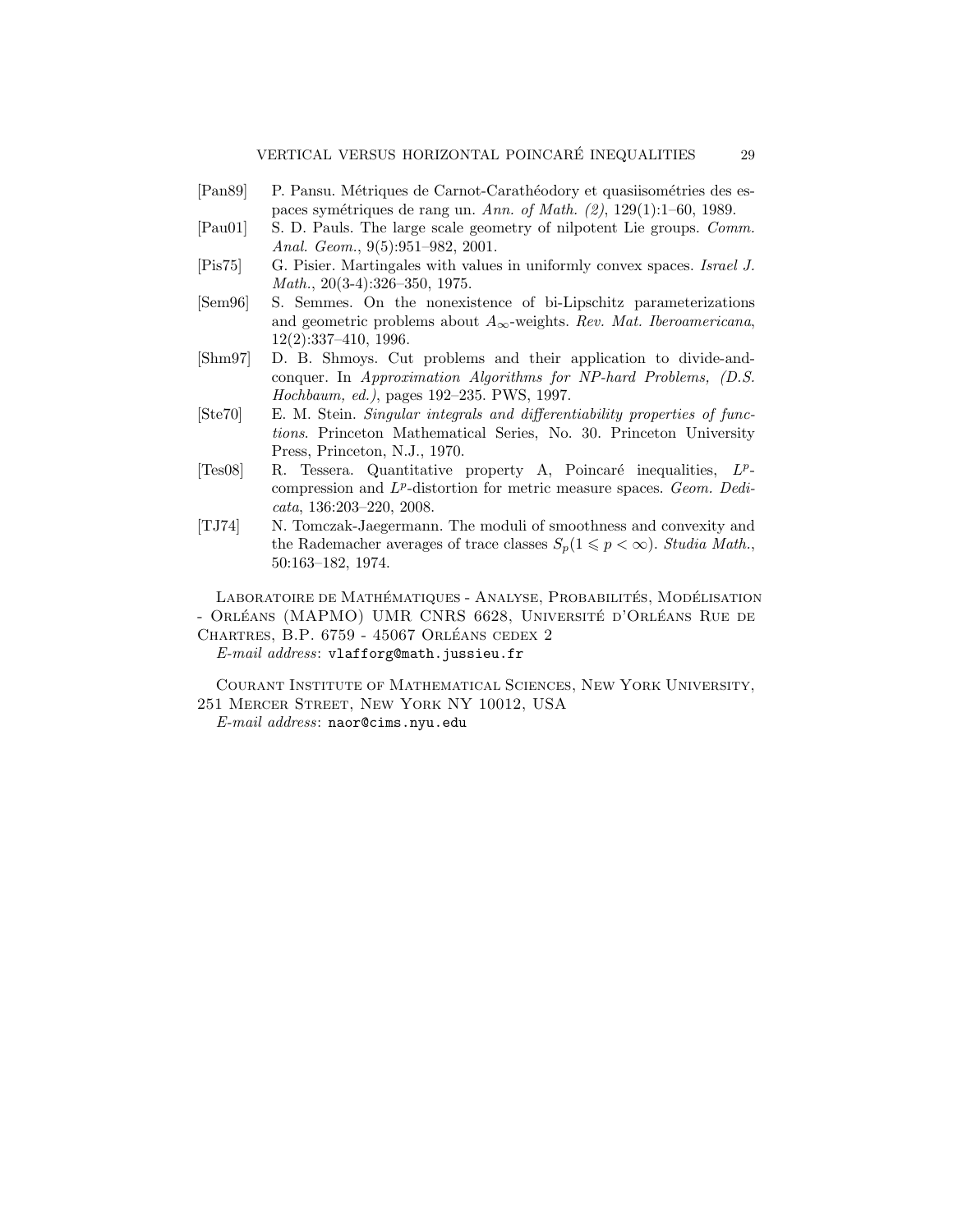[Pan89] P. Pansu. Métriques de Carnot-Carathéodory et quasiisométries des espaces symétriques de rang un. *Ann. of Math. (2)*, 129(1):1–60, 1989.

[Pau01] S. D. Pauls. The large scale geometry of nilpotent Lie groups. *Comm. Anal. Geom.*, 9(5):951–982, 2001.

[Pis75] G. Pisier. Martingales with values in uniformly convex spaces. *Israel J. Math.*, 20(3-4):326–350, 1975.

[Sem96] S. Semmes. On the nonexistence of bi-Lipschitz parameterizations and geometric problems about $A_\infty$-weights. *Rev. Mat. Iberoamericana*, 12(2):337–410, 1996.

[Shm97] D. B. Shmoys. Cut problems and their application to divide-and-conquer. In *Approximation Algorithms for NP-hard Problems, (D.S. Hochbaum, ed.)*, pages 192–235. PWS, 1997.

[Ste70] E. M. Stein. *Singular integrals and differentiability properties of functions*. Princeton Mathematical Series, No. 30. Princeton University Press, Princeton, N.J., 1970.

[Tes08] R. Tessera. Quantitative property A, Poincaré inequalities, $L^p$-compression and $L^p$-distortion for metric measure spaces. *Geom. Dedicata*, 136:203–220, 2008.

[TJ74] N. Tomczak-Jaegermann. The moduli of smoothness and convexity and the Rademacher averages of trace classes $S_p (1 \leqslant p < \infty)$. *Studia Math.*, 50:163–182, 1974.

Laboratoire de Mathématiques - Analyse, Probabilités, Modélisation - Orléans (MAPMO) UMR CNRS 6628, Université d'Orléans Rue de Chartres, B.P. 6759 - 45067 Orléans cedex 2

*E-mail address*: vlafforg@math.jussieu.fr

Courant Institute of Mathematical Sciences, New York University, 251 Mercer Street, New York NY 10012, USA

*E-mail address*: naor@cims.nyu.edu